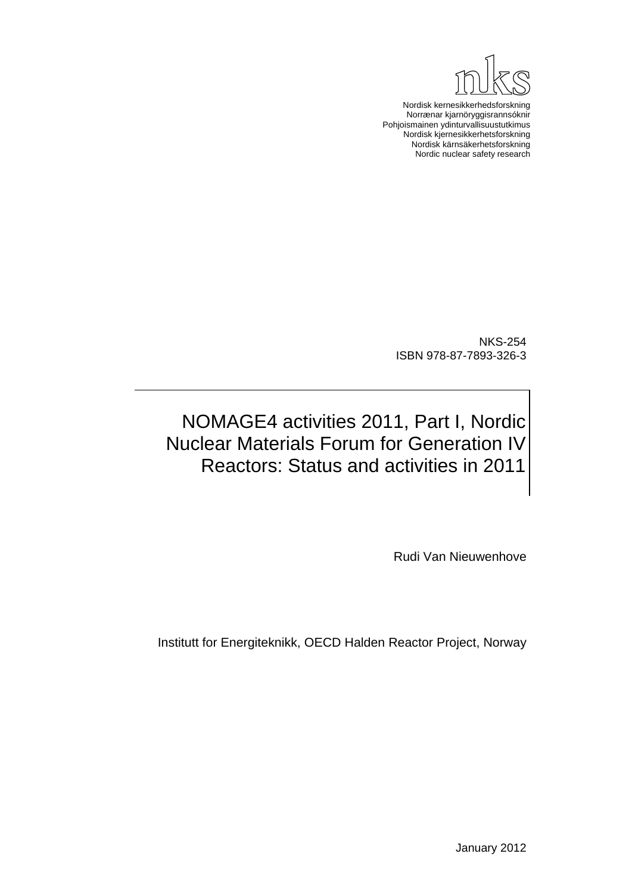nks

Nordisk kernesikkerhedsforskning
Norrænar kjarnöryggisrannsóknir
Pohjoismainen ydinturvallisuustutkimus
Nordisk kjernesikkerhetsforskning
Nordisk kärnsäkerhetsforskning
Nordic nuclear safety research

NKS-254
ISBN 978-87-7893-326-3

# NOMAGE4 activities 2011, Part I, Nordic Nuclear Materials Forum for Generation IV Reactors: Status and activities in 2011

Rudi Van Nieuwenhove

Institutt for Energiteknikk, OECD Halden Reactor Project, Norway

January 2012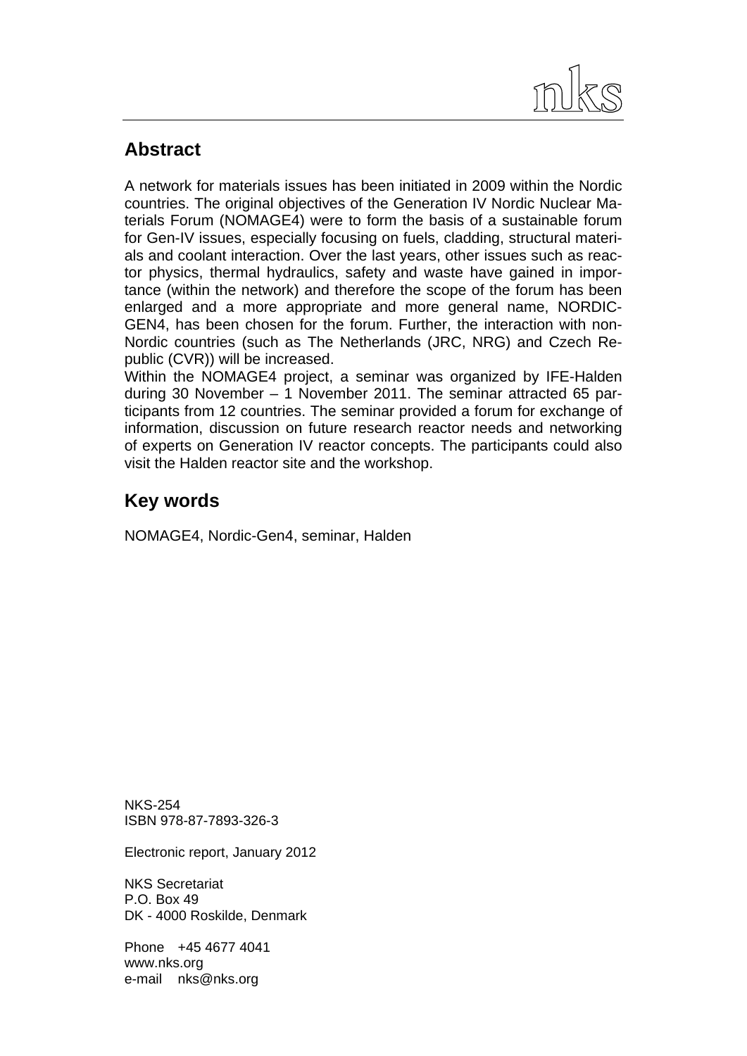## Abstract

A network for materials issues has been initiated in 2009 within the Nordic countries. The original objectives of the Generation IV Nordic Nuclear Materials Forum (NOMAGE4) were to form the basis of a sustainable forum for Gen-IV issues, especially focusing on fuels, cladding, structural materials and coolant interaction. Over the last years, other issues such as reactor physics, thermal hydraulics, safety and waste have gained in importance (within the network) and therefore the scope of the forum has been enlarged and a more appropriate and more general name, NORDIC-GEN4, has been chosen for the forum. Further, the interaction with non-Nordic countries (such as The Netherlands (JRC, NRG) and Czech Republic (CVR)) will be increased.
Within the NOMAGE4 project, a seminar was organized by IFE-Halden during 30 November – 1 November 2011. The seminar attracted 65 participants from 12 countries. The seminar provided a forum for exchange of information, discussion on future research reactor needs and networking of experts on Generation IV reactor concepts. The participants could also visit the Halden reactor site and the workshop.

## Key words

NOMAGE4, Nordic-Gen4, seminar, Halden

NKS-254
ISBN 978-87-7893-326-3

Electronic report, January 2012

NKS Secretariat
P.O. Box 49
DK - 4000 Roskilde, Denmark

Phone +45 4677 4041
www.nks.org
e-mail nks@nks.org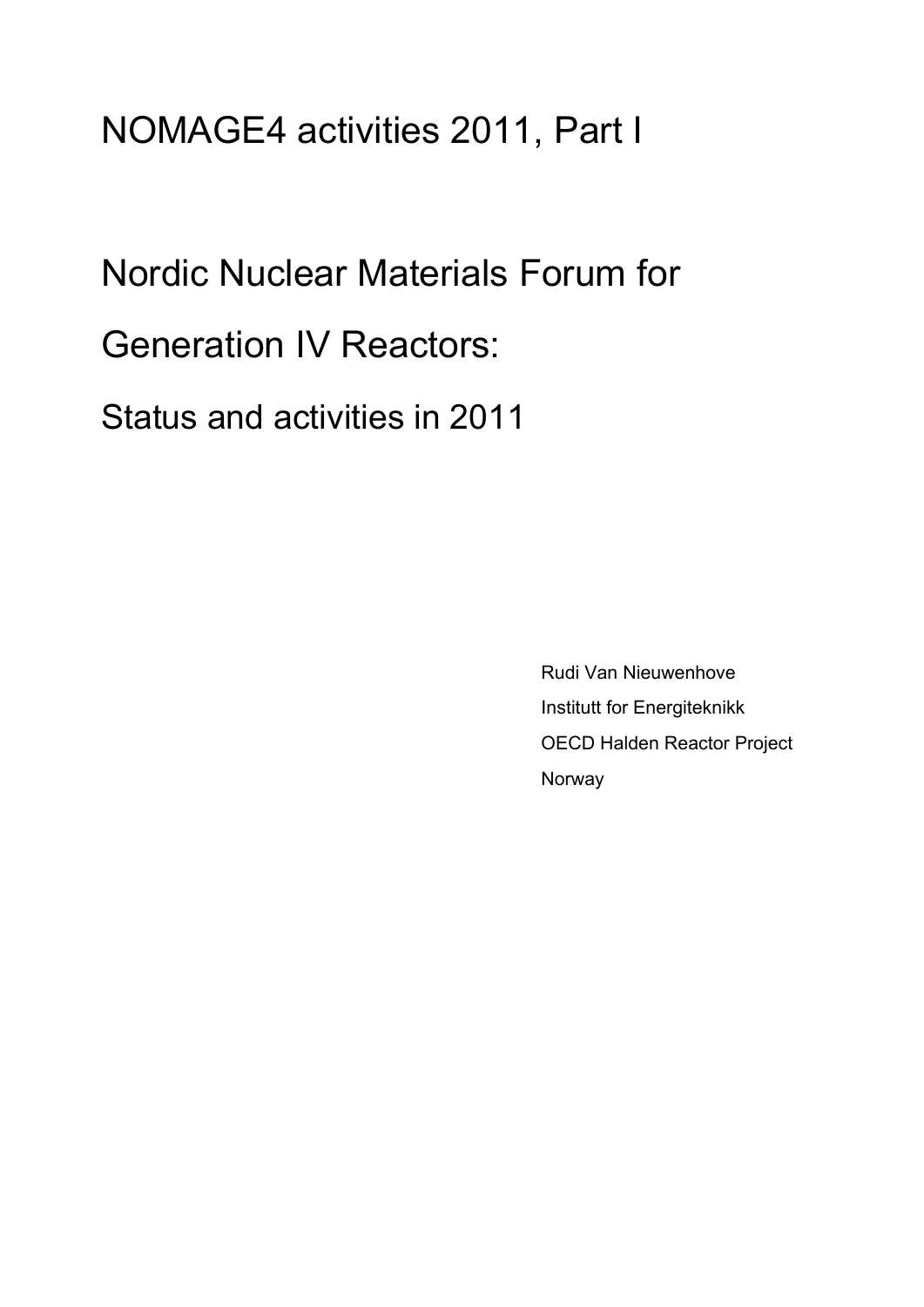# NOMAGE4 activities 2011, Part I

# Nordic Nuclear Materials Forum for Generation IV Reactors:

## Status and activities in 2011

Rudi Van Nieuwenhove
Institutt for Energiteknikk
OECD Halden Reactor Project
Norway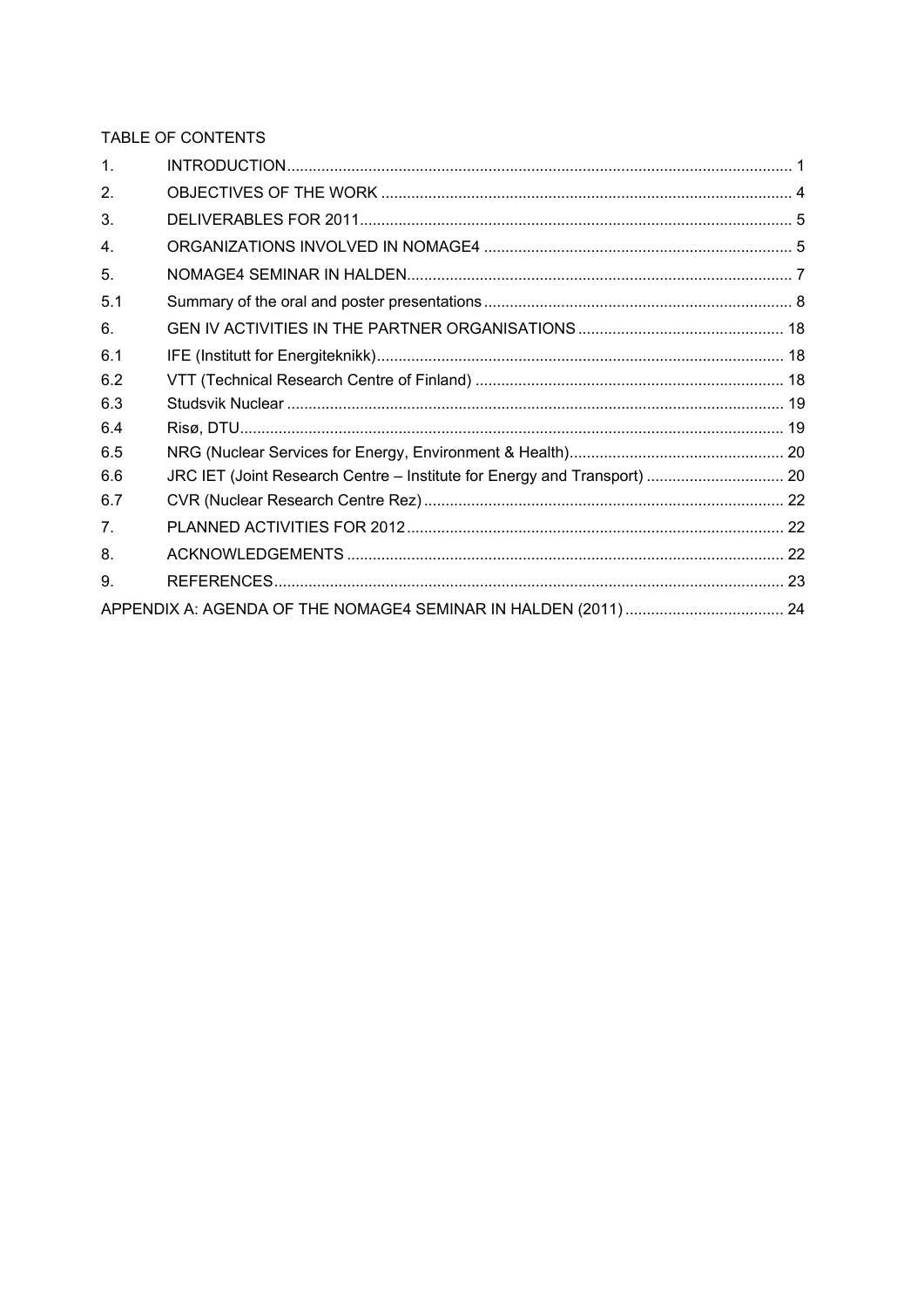TABLE OF CONTENTS

| | | |
|---|---|---|
| 1. | INTRODUCTION | 1 |
| 2. | OBJECTIVES OF THE WORK | 4 |
| 3. | DELIVERABLES FOR 2011 | 5 |
| 4. | ORGANIZATIONS INVOLVED IN NOMAGE4 | 5 |
| 5. | NOMAGE4 SEMINAR IN HALDEN | 7 |
| 5.1 | Summary of the oral and poster presentations | 8 |
| 6. | GEN IV ACTIVITIES IN THE PARTNER ORGANISATIONS | 18 |
| 6.1 | IFE (Institutt for Energiteknikk) | 18 |
| 6.2 | VTT (Technical Research Centre of Finland) | 18 |
| 6.3 | Studsvik Nuclear | 19 |
| 6.4 | Risø, DTU | 19 |
| 6.5 | NRG (Nuclear Services for Energy, Environment & Health) | 20 |
| 6.6 | JRC IET (Joint Research Centre – Institute for Energy and Transport) | 20 |
| 6.7 | CVR (Nuclear Research Centre Rez) | 22 |
| 7. | PLANNED ACTIVITIES FOR 2012 | 22 |
| 8. | ACKNOWLEDGEMENTS | 22 |
| 9. | REFERENCES | 23 |
| APPENDIX A: AGENDA OF THE NOMAGE4 SEMINAR IN HALDEN (2011) | | 24 |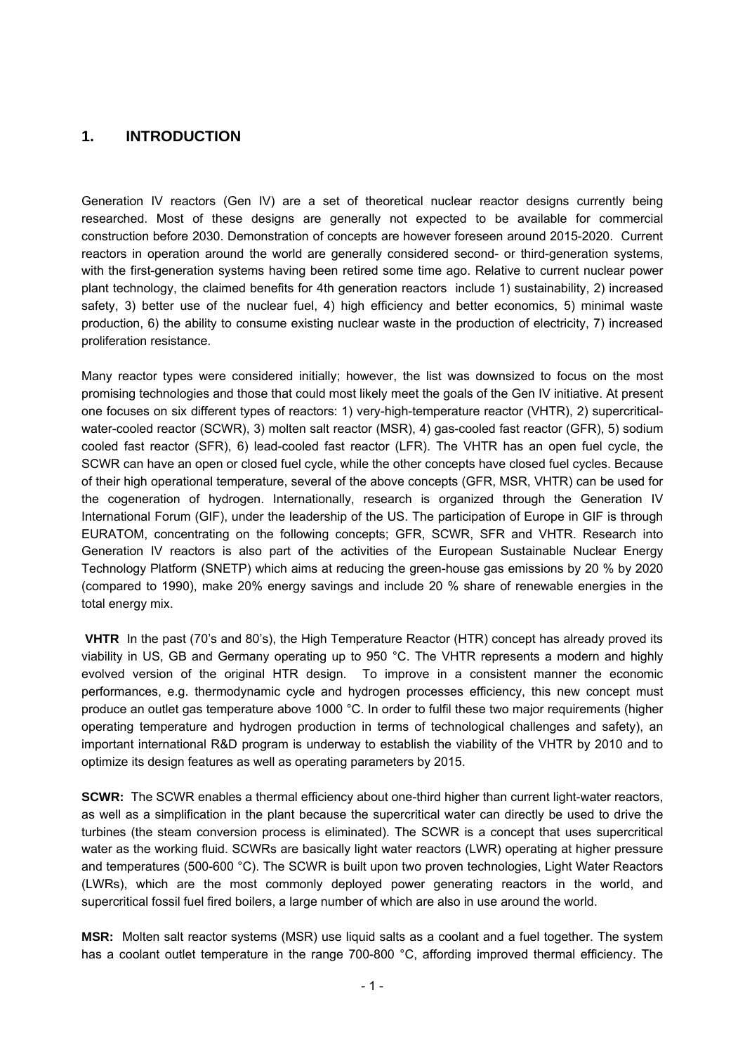## 1. INTRODUCTION

Generation IV reactors (Gen IV) are a set of theoretical nuclear reactor designs currently being researched. Most of these designs are generally not expected to be available for commercial construction before 2030. Demonstration of concepts are however foreseen around 2015-2020. Current reactors in operation around the world are generally considered second- or third-generation systems, with the first-generation systems having been retired some time ago. Relative to current nuclear power plant technology, the claimed benefits for 4th generation reactors include 1) sustainability, 2) increased safety, 3) better use of the nuclear fuel, 4) high efficiency and better economics, 5) minimal waste production, 6) the ability to consume existing nuclear waste in the production of electricity, 7) increased proliferation resistance.

Many reactor types were considered initially; however, the list was downsized to focus on the most promising technologies and those that could most likely meet the goals of the Gen IV initiative. At present one focuses on six different types of reactors: 1) very-high-temperature reactor (VHTR), 2) supercritical-water-cooled reactor (SCWR), 3) molten salt reactor (MSR), 4) gas-cooled fast reactor (GFR), 5) sodium cooled fast reactor (SFR), 6) lead-cooled fast reactor (LFR). The VHTR has an open fuel cycle, the SCWR can have an open or closed fuel cycle, while the other concepts have closed fuel cycles. Because of their high operational temperature, several of the above concepts (GFR, MSR, VHTR) can be used for the cogeneration of hydrogen. Internationally, research is organized through the Generation IV International Forum (GIF), under the leadership of the US. The participation of Europe in GIF is through EURATOM, concentrating on the following concepts; GFR, SCWR, SFR and VHTR. Research into Generation IV reactors is also part of the activities of the European Sustainable Nuclear Energy Technology Platform (SNETP) which aims at reducing the green-house gas emissions by 20 % by 2020 (compared to 1990), make 20% energy savings and include 20 % share of renewable energies in the total energy mix.

**VHTR** In the past (70's and 80's), the High Temperature Reactor (HTR) concept has already proved its viability in US, GB and Germany operating up to 950 °C. The VHTR represents a modern and highly evolved version of the original HTR design. To improve in a consistent manner the economic performances, e.g. thermodynamic cycle and hydrogen processes efficiency, this new concept must produce an outlet gas temperature above 1000 °C. In order to fulfil these two major requirements (higher operating temperature and hydrogen production in terms of technological challenges and safety), an important international R&D program is underway to establish the viability of the VHTR by 2010 and to optimize its design features as well as operating parameters by 2015.

**SCWR:** The SCWR enables a thermal efficiency about one-third higher than current light-water reactors, as well as a simplification in the plant because the supercritical water can directly be used to drive the turbines (the steam conversion process is eliminated). The SCWR is a concept that uses supercritical water as the working fluid. SCWRs are basically light water reactors (LWR) operating at higher pressure and temperatures (500-600 °C). The SCWR is built upon two proven technologies, Light Water Reactors (LWRs), which are the most commonly deployed power generating reactors in the world, and supercritical fossil fuel fired boilers, a large number of which are also in use around the world.

**MSR:** Molten salt reactor systems (MSR) use liquid salts as a coolant and a fuel together. The system has a coolant outlet temperature in the range 700-800 °C, affording improved thermal efficiency. The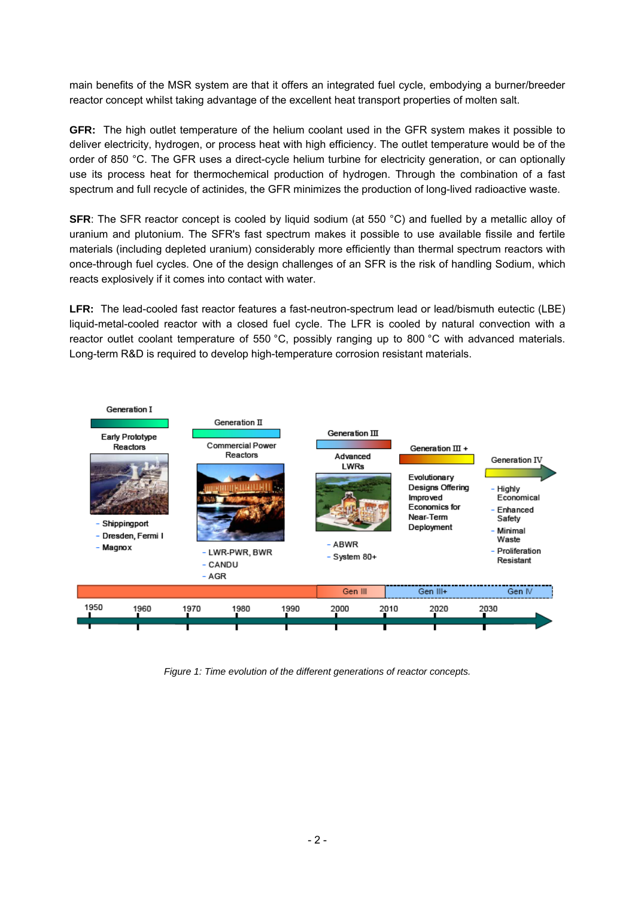main benefits of the MSR system are that it offers an integrated fuel cycle, embodying a burner/breeder reactor concept whilst taking advantage of the excellent heat transport properties of molten salt.

**GFR:** The high outlet temperature of the helium coolant used in the GFR system makes it possible to deliver electricity, hydrogen, or process heat with high efficiency. The outlet temperature would be of the order of 850 °C. The GFR uses a direct-cycle helium turbine for electricity generation, or can optionally use its process heat for thermochemical production of hydrogen. Through the combination of a fast spectrum and full recycle of actinides, the GFR minimizes the production of long-lived radioactive waste.

**SFR**: The SFR reactor concept is cooled by liquid sodium (at 550 °C) and fuelled by a metallic alloy of uranium and plutonium. The SFR's fast spectrum makes it possible to use available fissile and fertile materials (including depleted uranium) considerably more efficiently than thermal spectrum reactors with once-through fuel cycles. One of the design challenges of an SFR is the risk of handling Sodium, which reacts explosively if it comes into contact with water.

**LFR:** The lead-cooled fast reactor features a fast-neutron-spectrum lead or lead/bismuth eutectic (LBE) liquid-metal-cooled reactor with a closed fuel cycle. The LFR is cooled by natural convection with a reactor outlet coolant temperature of 550 °C, possibly ranging up to 800 °C with advanced materials. Long-term R&D is required to develop high-temperature corrosion resistant materials.

*Figure 1: Time evolution of the different generations of reactor concepts.*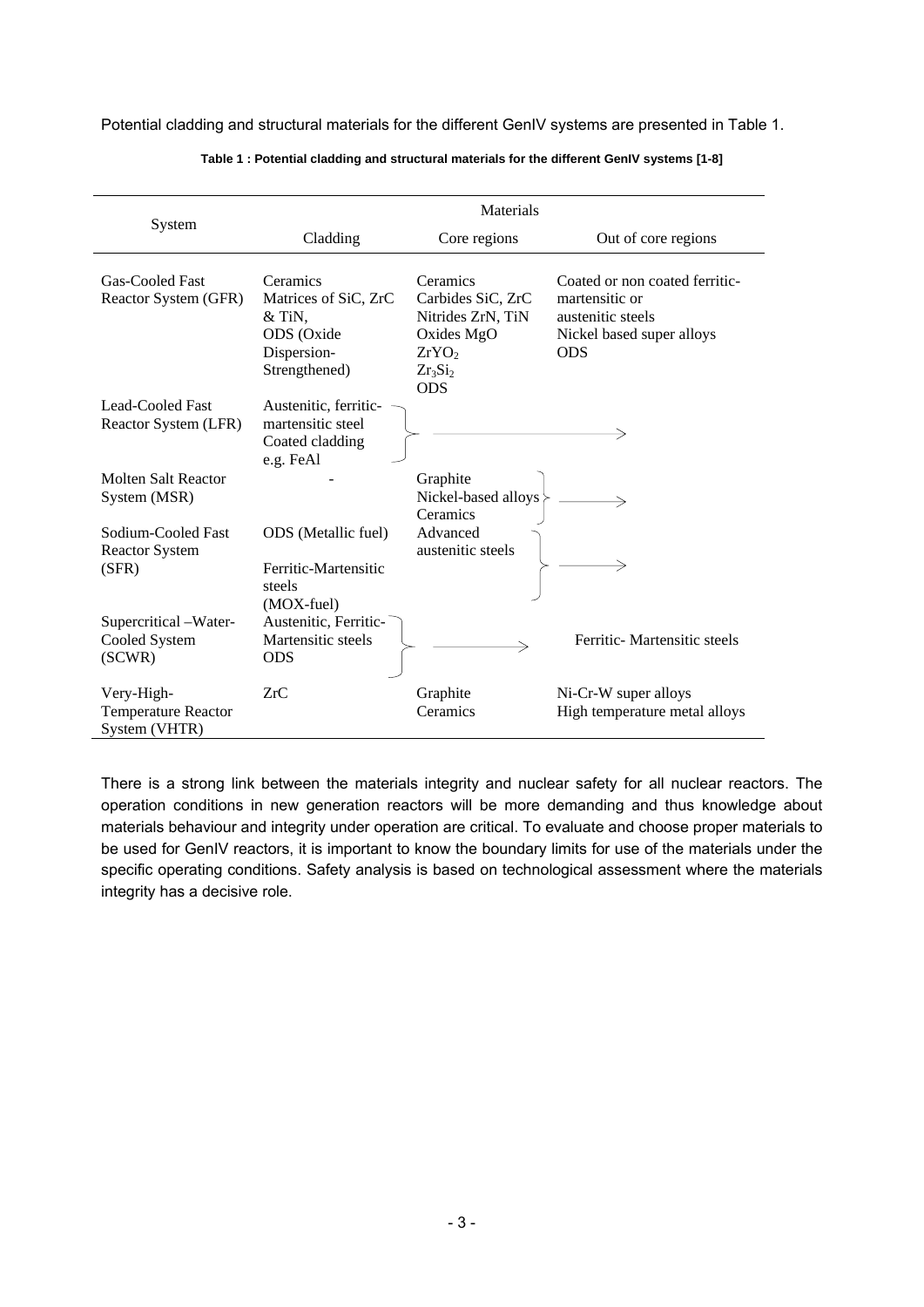Potential cladding and structural materials for the different GenIV systems are presented in Table 1.

**Table 1 : Potential cladding and structural materials for the different GenIV systems [1-8]**

| System | Materials | | |
|---|---|---|---|
| | Cladding | Core regions | Out of core regions |
| Gas-Cooled Fast Reactor System (GFR) | Ceramics<br>Matrices of SiC, ZrC & TiN,<br>ODS (Oxide Dispersion-Strengthened) | Ceramics<br>Carbides SiC, ZrC<br>Nitrides ZrN, TiN<br>Oxides MgO<br>$ZrYO_2$<br>$Zr_3Si_2$<br>ODS | Coated or non coated ferritic-martensitic or austenitic steels<br>Nickel based super alloys<br>ODS |
| Lead-Cooled Fast Reactor System (LFR) | Austenitic, ferritic-martensitic steel<br>Coated cladding e.g. FeAl | → | → |
| Molten Salt Reactor System (MSR) | - | Graphite<br>Nickel-based alloys<br>Ceramics | → |
| Sodium-Cooled Fast Reactor System (SFR) | ODS (Metallic fuel)<br>Ferritic-Martensitic steels (MOX-fuel) | Advanced austenitic steels | → |
| Supercritical –Water-Cooled System (SCWR) | Austenitic, Ferritic-Martensitic steels<br>ODS | → | Ferritic- Martensitic steels |
| Very-High-Temperature Reactor System (VHTR) | ZrC | Graphite<br>Ceramics | Ni-Cr-W super alloys<br>High temperature metal alloys |

There is a strong link between the materials integrity and nuclear safety for all nuclear reactors. The operation conditions in new generation reactors will be more demanding and thus knowledge about materials behaviour and integrity under operation are critical. To evaluate and choose proper materials to be used for GenIV reactors, it is important to know the boundary limits for use of the materials under the specific operating conditions. Safety analysis is based on technological assessment where the materials integrity has a decisive role.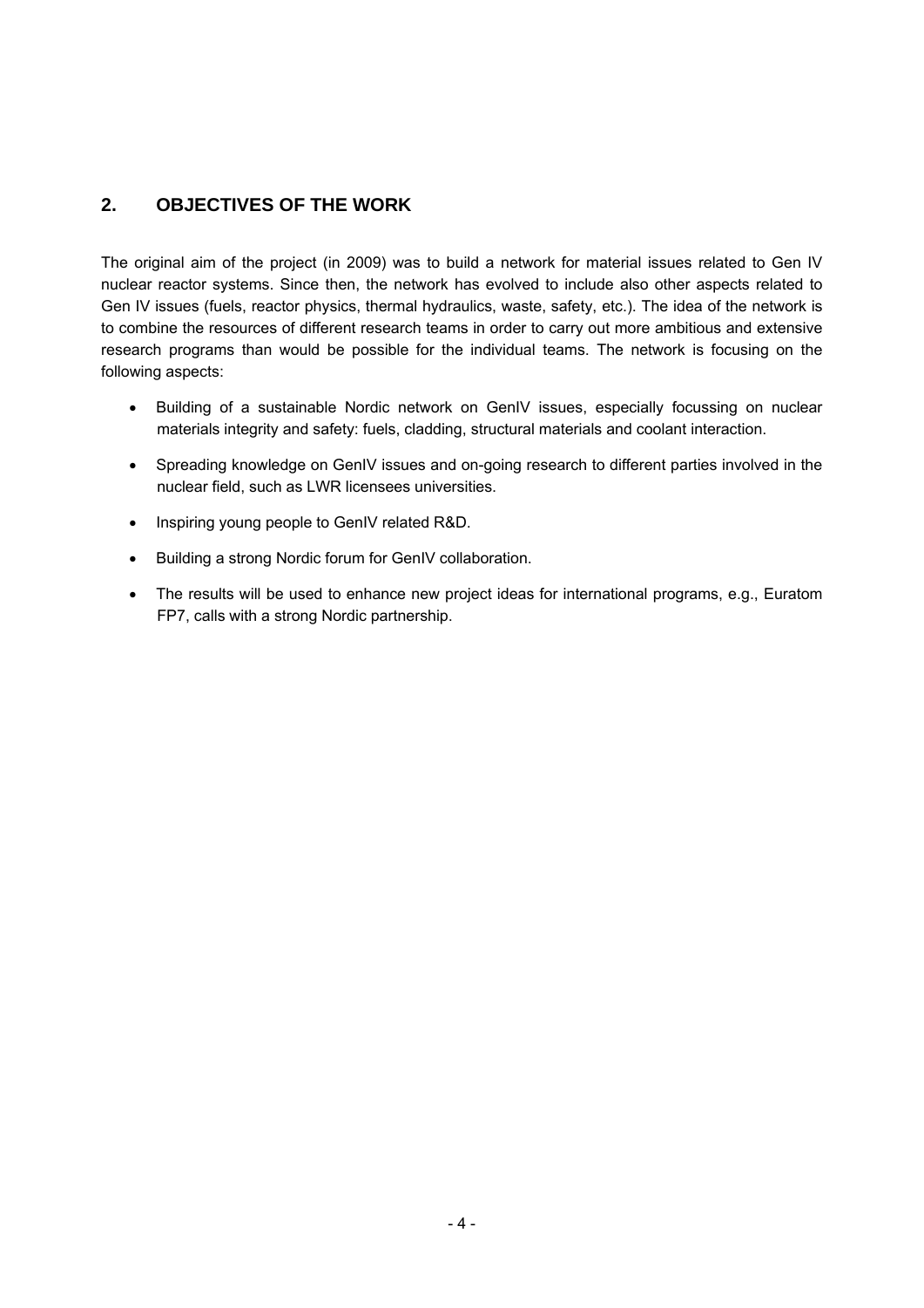## 2. OBJECTIVES OF THE WORK

The original aim of the project (in 2009) was to build a network for material issues related to Gen IV nuclear reactor systems. Since then, the network has evolved to include also other aspects related to Gen IV issues (fuels, reactor physics, thermal hydraulics, waste, safety, etc.). The idea of the network is to combine the resources of different research teams in order to carry out more ambitious and extensive research programs than would be possible for the individual teams. The network is focusing on the following aspects:

- Building of a sustainable Nordic network on GenIV issues, especially focussing on nuclear materials integrity and safety: fuels, cladding, structural materials and coolant interaction.
- Spreading knowledge on GenIV issues and on-going research to different parties involved in the nuclear field, such as LWR licensees universities.
- Inspiring young people to GenIV related R&D.
- Building a strong Nordic forum for GenIV collaboration.
- The results will be used to enhance new project ideas for international programs, e.g., Euratom FP7, calls with a strong Nordic partnership.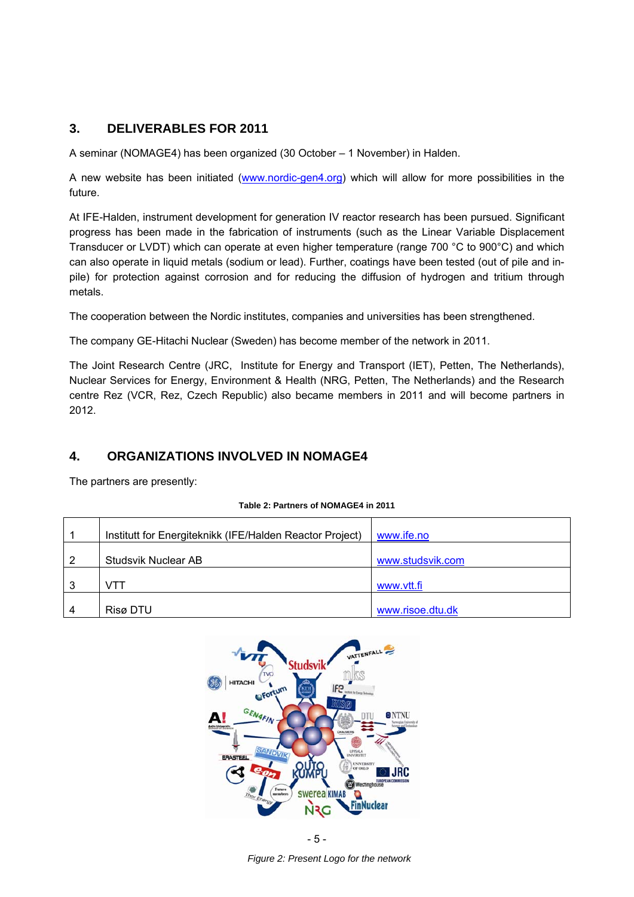## 3. DELIVERABLES FOR 2011

A seminar (NOMAGE4) has been organized (30 October – 1 November) in Halden.

A new website has been initiated (www.nordic-gen4.org) which will allow for more possibilities in the future.

At IFE-Halden, instrument development for generation IV reactor research has been pursued. Significant progress has been made in the fabrication of instruments (such as the Linear Variable Displacement Transducer or LVDT) which can operate at even higher temperature (range 700 °C to 900°C) and which can also operate in liquid metals (sodium or lead). Further, coatings have been tested (out of pile and in-pile) for protection against corrosion and for reducing the diffusion of hydrogen and tritium through metals.

The cooperation between the Nordic institutes, companies and universities has been strengthened.

The company GE-Hitachi Nuclear (Sweden) has become member of the network in 2011.

The Joint Research Centre (JRC, Institute for Energy and Transport (IET), Petten, The Netherlands), Nuclear Services for Energy, Environment & Health (NRG, Petten, The Netherlands) and the Research centre Rez (VCR, Rez, Czech Republic) also became members in 2011 and will become partners in 2012.

## 4. ORGANIZATIONS INVOLVED IN NOMAGE4

The partners are presently:

**Table 2: Partners of NOMAGE4 in 2011**

| | | |
|---|---|---|
| 1 | Institutt for Energiteknikk (IFE/Halden Reactor Project) | www.ife.no |
| 2 | Studsvik Nuclear AB | www.studsvik.com |
| 3 | VTT | www.vtt.fi |
| 4 | Risø DTU | www.risoe.dtu.dk |

*Figure 2: Present Logo for the network*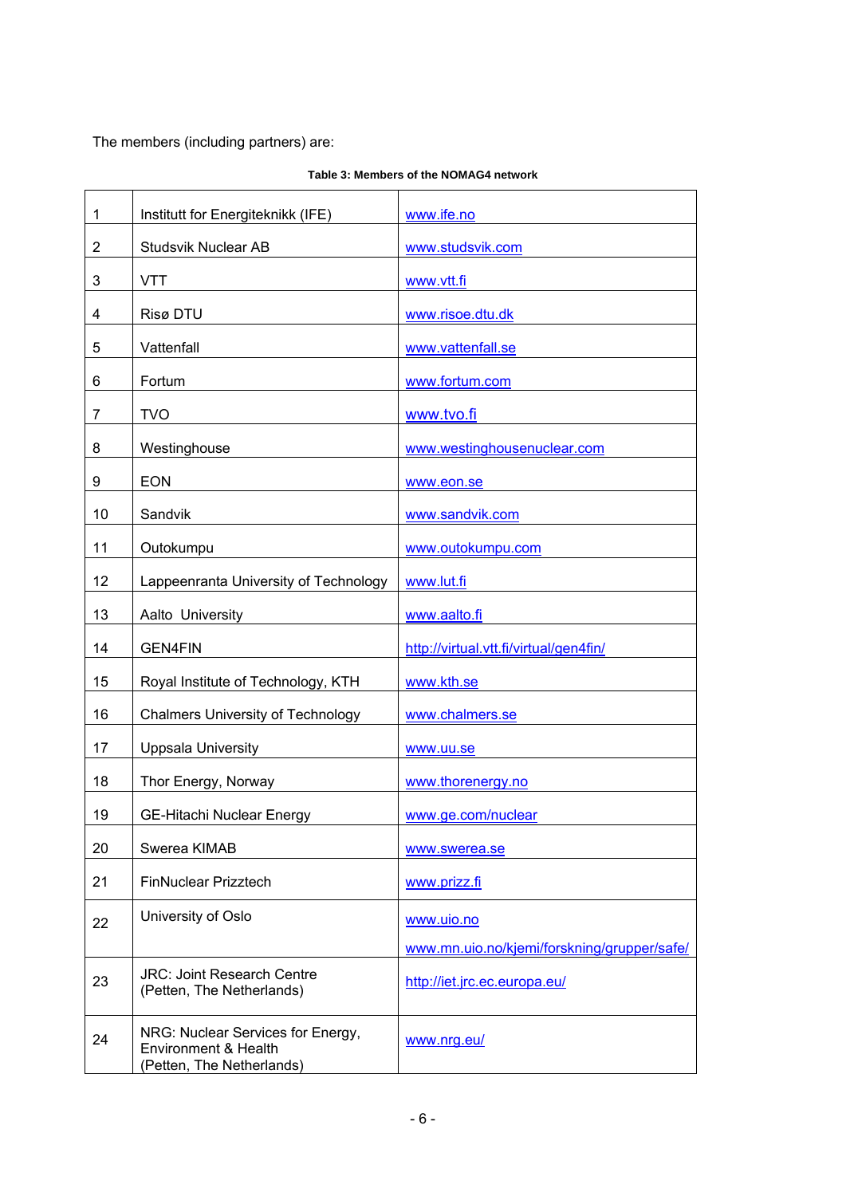The members (including partners) are:

**Table 3: Members of the NOMAG4 network**

| | | |
|---|---|---|
| 1 | Institutt for Energiteknikk (IFE) | www.ife.no |
| 2 | Studsvik Nuclear AB | www.studsvik.com |
| 3 | VTT | www.vtt.fi |
| 4 | Risø DTU | www.risoe.dtu.dk |
| 5 | Vattenfall | www.vattenfall.se |
| 6 | Fortum | www.fortum.com |
| 7 | TVO | www.tvo.fi |
| 8 | Westinghouse | www.westinghousenuclear.com |
| 9 | EON | www.eon.se |
| 10 | Sandvik | www.sandvik.com |
| 11 | Outokumpu | www.outokumpu.com |
| 12 | Lappeenranta University of Technology | www.lut.fi |
| 13 | Aalto University | www.aalto.fi |
| 14 | GEN4FIN | http://virtual.vtt.fi/virtual/gen4fin/ |
| 15 | Royal Institute of Technology, KTH | www.kth.se |
| 16 | Chalmers University of Technology | www.chalmers.se |
| 17 | Uppsala University | www.uu.se |
| 18 | Thor Energy, Norway | www.thorenergy.no |
| 19 | GE-Hitachi Nuclear Energy | www.ge.com/nuclear |
| 20 | Swerea KIMAB | www.swerea.se |
| 21 | FinNuclear Prizztech | www.prizz.fi |
| 22 | University of Oslo | www.uio.no www.mn.uio.no/kjemi/forskning/grupper/safe/ |
| 23 | JRC: Joint Research Centre (Petten, The Netherlands) | http://iet.jrc.ec.europa.eu/ |
| 24 | NRG: Nuclear Services for Energy, Environment & Health (Petten, The Netherlands) | www.nrg.eu/ |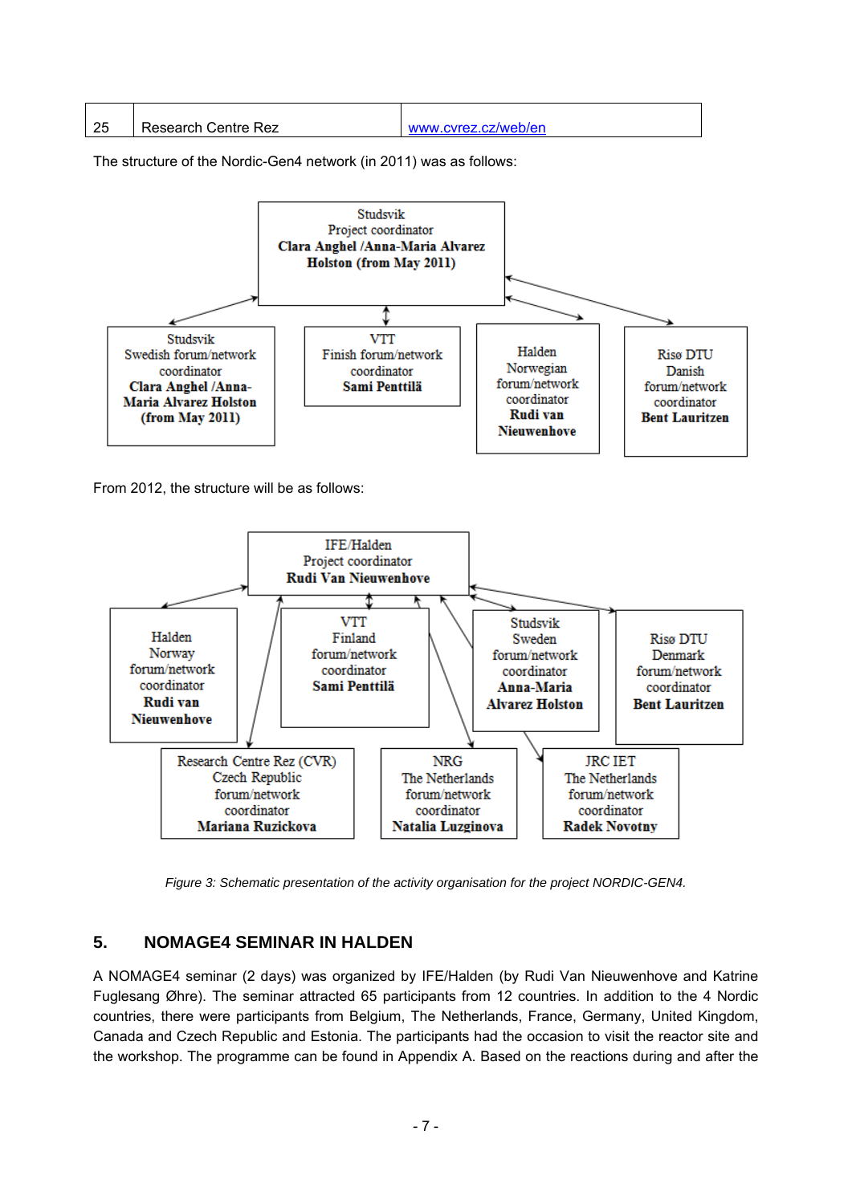| 25 | Research Centre Rez | www.cvrez.cz/web/en |
|---|---|---|

The structure of the Nordic-Gen4 network (in 2011) was as follows:

Studsvik
Project coordinator
**Clara Anghel /Anna-Maria Alvarez Holston (from May 2011)**

Studsvik
Swedish forum/network coordinator
**Clara Anghel /Anna-Maria Alvarez Holston (from May 2011)**

VTT
Finish forum/network coordinator
**Sami Penttilä**

Halden
Norwegian forum/network coordinator
**Rudi van Nieuwenhove**

Risø DTU
Danish forum/network coordinator
**Bent Lauritzen**

From 2012, the structure will be as follows:

IFE/Halden
Project coordinator
**Rudi Van Nieuwenhove**

Halden
Norway
forum/network coordinator
**Rudi van Nieuwenhove**

VTT
Finland
forum/network coordinator
**Sami Penttilä**

Studsvik
Sweden
forum/network coordinator
**Anna-Maria Alvarez Holston**

Risø DTU
Denmark
forum/network coordinator
**Bent Lauritzen**

Research Centre Rez (CVR)
Czech Republic
forum/network coordinator
**Mariana Ruzickova**

NRG
The Netherlands
forum/network coordinator
**Natalia Luzginova**

JRC IET
The Netherlands
forum/network coordinator
**Radek Novotny**

*Figure 3: Schematic presentation of the activity organisation for the project NORDIC-GEN4.*

## 5. NOMAGE4 SEMINAR IN HALDEN

A NOMAGE4 seminar (2 days) was organized by IFE/Halden (by Rudi Van Nieuwenhove and Katrine Fuglesang Øhre). The seminar attracted 65 participants from 12 countries. In addition to the 4 Nordic countries, there were participants from Belgium, The Netherlands, France, Germany, United Kingdom, Canada and Czech Republic and Estonia. The participants had the occasion to visit the reactor site and the workshop. The programme can be found in Appendix A. Based on the reactions during and after the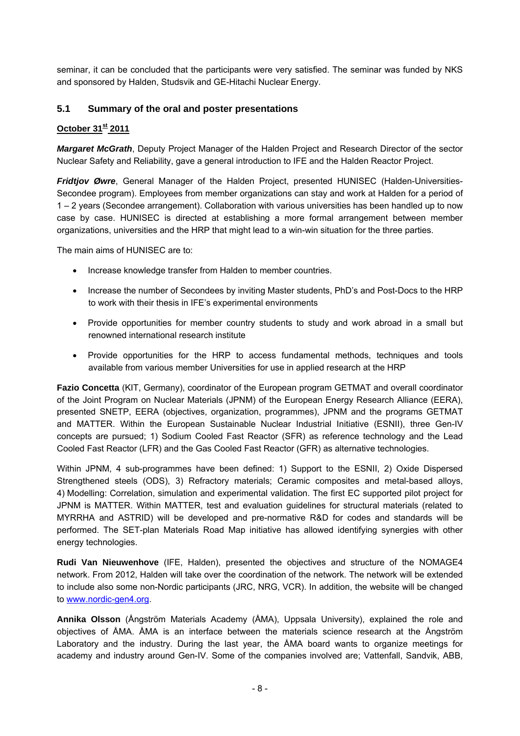seminar, it can be concluded that the participants were very satisfied. The seminar was funded by NKS and sponsored by Halden, Studsvik and GE-Hitachi Nuclear Energy.

## 5.1 Summary of the oral and poster presentations

**<u>October 31st 2011</u>**

***Margaret McGrath***, Deputy Project Manager of the Halden Project and Research Director of the sector Nuclear Safety and Reliability, gave a general introduction to IFE and the Halden Reactor Project.

***Fridtjov Øwre***, General Manager of the Halden Project, presented HUNISEC (Halden-Universities-Secondee program). Employees from member organizations can stay and work at Halden for a period of 1 – 2 years (Secondee arrangement). Collaboration with various universities has been handled up to now case by case. HUNISEC is directed at establishing a more formal arrangement between member organizations, universities and the HRP that might lead to a win-win situation for the three parties.

The main aims of HUNISEC are to:

- Increase knowledge transfer from Halden to member countries.
- Increase the number of Secondees by inviting Master students, PhD's and Post-Docs to the HRP to work with their thesis in IFE's experimental environments
- Provide opportunities for member country students to study and work abroad in a small but renowned international research institute
- Provide opportunities for the HRP to access fundamental methods, techniques and tools available from various member Universities for use in applied research at the HRP

**Fazio Concetta** (KIT, Germany), coordinator of the European program GETMAT and overall coordinator of the Joint Program on Nuclear Materials (JPNM) of the European Energy Research Alliance (EERA), presented SNETP, EERA (objectives, organization, programmes), JPNM and the programs GETMAT and MATTER. Within the European Sustainable Nuclear Industrial Initiative (ESNII), three Gen-IV concepts are pursued; 1) Sodium Cooled Fast Reactor (SFR) as reference technology and the Lead Cooled Fast Reactor (LFR) and the Gas Cooled Fast Reactor (GFR) as alternative technologies.

Within JPNM, 4 sub-programmes have been defined: 1) Support to the ESNII, 2) Oxide Dispersed Strengthened steels (ODS), 3) Refractory materials; Ceramic composites and metal-based alloys, 4) Modelling: Correlation, simulation and experimental validation. The first EC supported pilot project for JPNM is MATTER. Within MATTER, test and evaluation guidelines for structural materials (related to MYRRHA and ASTRID) will be developed and pre-normative R&D for codes and standards will be performed. The SET-plan Materials Road Map initiative has allowed identifying synergies with other energy technologies.

**Rudi Van Nieuwenhove** (IFE, Halden), presented the objectives and structure of the NOMAGE4 network. From 2012, Halden will take over the coordination of the network. The network will be extended to include also some non-Nordic participants (JRC, NRG, VCR). In addition, the website will be changed to www.nordic-gen4.org.

**Annika Olsson** (Ångström Materials Academy (ÅMA), Uppsala University), explained the role and objectives of ÅMA. ÅMA is an interface between the materials science research at the Ångström Laboratory and the industry. During the last year, the ÅMA board wants to organize meetings for academy and industry around Gen-IV. Some of the companies involved are; Vattenfall, Sandvik, ABB,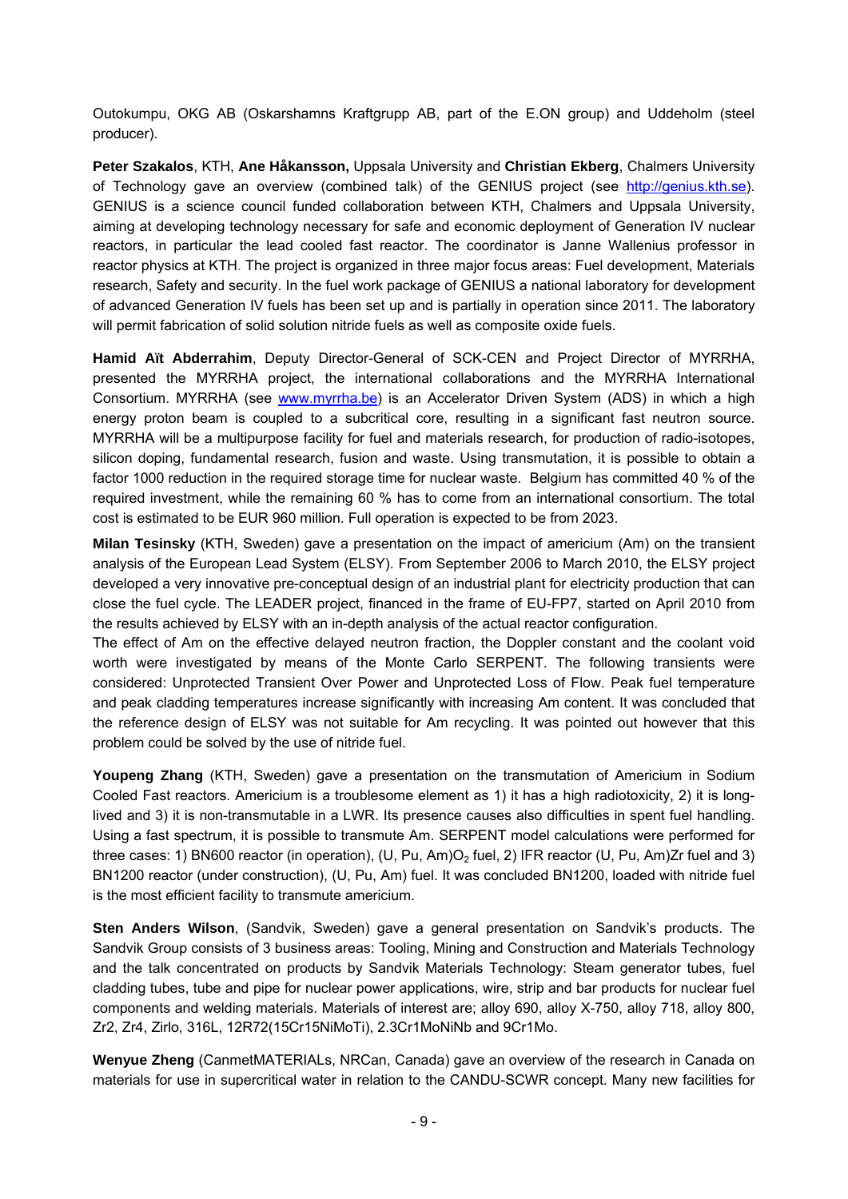Outokumpu, OKG AB (Oskarshamns Kraftgrupp AB, part of the E.ON group) and Uddeholm (steel producer).

**Peter Szakalos**, KTH, **Ane Håkansson,** Uppsala University and **Christian Ekberg**, Chalmers University of Technology gave an overview (combined talk) of the GENIUS project (see http://genius.kth.se). GENIUS is a science council funded collaboration between KTH, Chalmers and Uppsala University, aiming at developing technology necessary for safe and economic deployment of Generation IV nuclear reactors, in particular the lead cooled fast reactor. The coordinator is Janne Wallenius professor in reactor physics at KTH. The project is organized in three major focus areas: Fuel development, Materials research, Safety and security. In the fuel work package of GENIUS a national laboratory for development of advanced Generation IV fuels has been set up and is partially in operation since 2011. The laboratory will permit fabrication of solid solution nitride fuels as well as composite oxide fuels.

**Hamid Aït Abderrahim**, Deputy Director-General of SCK-CEN and Project Director of MYRRHA, presented the MYRRHA project, the international collaborations and the MYRRHA International Consortium. MYRRHA (see www.myrrha.be) is an Accelerator Driven System (ADS) in which a high energy proton beam is coupled to a subcritical core, resulting in a significant fast neutron source. MYRRHA will be a multipurpose facility for fuel and materials research, for production of radio-isotopes, silicon doping, fundamental research, fusion and waste. Using transmutation, it is possible to obtain a factor 1000 reduction in the required storage time for nuclear waste. Belgium has committed 40 % of the required investment, while the remaining 60 % has to come from an international consortium. The total cost is estimated to be EUR 960 million. Full operation is expected to be from 2023.

**Milan Tesinsky** (KTH, Sweden) gave a presentation on the impact of americium (Am) on the transient analysis of the European Lead System (ELSY). From September 2006 to March 2010, the ELSY project developed a very innovative pre-conceptual design of an industrial plant for electricity production that can close the fuel cycle. The LEADER project, financed in the frame of EU-FP7, started on April 2010 from the results achieved by ELSY with an in-depth analysis of the actual reactor configuration.
The effect of Am on the effective delayed neutron fraction, the Doppler constant and the coolant void worth were investigated by means of the Monte Carlo SERPENT. The following transients were considered: Unprotected Transient Over Power and Unprotected Loss of Flow. Peak fuel temperature and peak cladding temperatures increase significantly with increasing Am content. It was concluded that the reference design of ELSY was not suitable for Am recycling. It was pointed out however that this problem could be solved by the use of nitride fuel.

**Youpeng Zhang** (KTH, Sweden) gave a presentation on the transmutation of Americium in Sodium Cooled Fast reactors. Americium is a troublesome element as 1) it has a high radiotoxicity, 2) it is long-lived and 3) it is non-transmutable in a LWR. Its presence causes also difficulties in spent fuel handling. Using a fast spectrum, it is possible to transmute Am. SERPENT model calculations were performed for three cases: 1) BN600 reactor (in operation), (U, Pu, Am)$O_2$ fuel, 2) IFR reactor (U, Pu, Am)Zr fuel and 3) BN1200 reactor (under construction), (U, Pu, Am) fuel. It was concluded BN1200, loaded with nitride fuel is the most efficient facility to transmute americium.

**Sten Anders Wilson**, (Sandvik, Sweden) gave a general presentation on Sandvik's products. The Sandvik Group consists of 3 business areas: Tooling, Mining and Construction and Materials Technology and the talk concentrated on products by Sandvik Materials Technology: Steam generator tubes, fuel cladding tubes, tube and pipe for nuclear power applications, wire, strip and bar products for nuclear fuel components and welding materials. Materials of interest are; alloy 690, alloy X-750, alloy 718, alloy 800, Zr2, Zr4, Zirlo, 316L, 12R72(15Cr15NiMoTi), 2.3Cr1MoNiNb and 9Cr1Mo.

**Wenyue Zheng** (CanmetMATERIALs, NRCan, Canada) gave an overview of the research in Canada on materials for use in supercritical water in relation to the CANDU-SCWR concept. Many new facilities for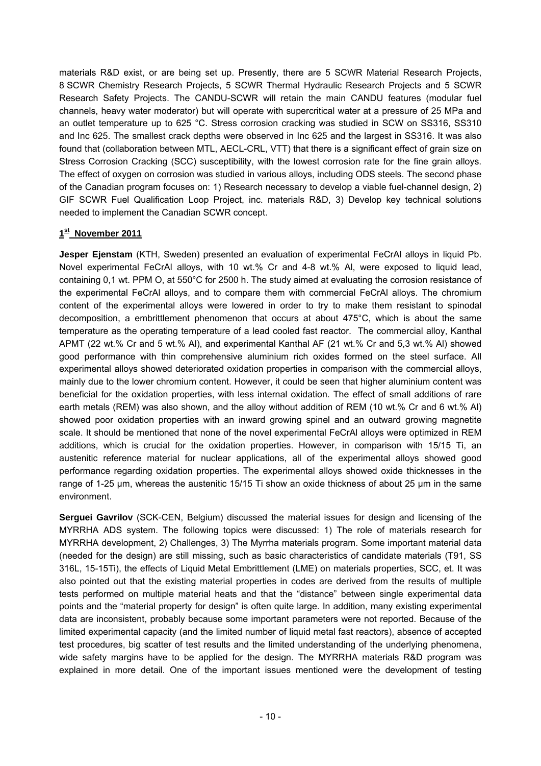materials R&D exist, or are being set up. Presently, there are 5 SCWR Material Research Projects, 8 SCWR Chemistry Research Projects, 5 SCWR Thermal Hydraulic Research Projects and 5 SCWR Research Safety Projects. The CANDU-SCWR will retain the main CANDU features (modular fuel channels, heavy water moderator) but will operate with supercritical water at a pressure of 25 MPa and an outlet temperature up to 625 °C. Stress corrosion cracking was studied in SCW on SS316, SS310 and Inc 625. The smallest crack depths were observed in Inc 625 and the largest in SS316. It was also found that (collaboration between MTL, AECL-CRL, VTT) that there is a significant effect of grain size on Stress Corrosion Cracking (SCC) susceptibility, with the lowest corrosion rate for the fine grain alloys. The effect of oxygen on corrosion was studied in various alloys, including ODS steels. The second phase of the Canadian program focuses on: 1) Research necessary to develop a viable fuel-channel design, 2) GIF SCWR Fuel Qualification Loop Project, inc. materials R&D, 3) Develop key technical solutions needed to implement the Canadian SCWR concept.

**1st November 2011**

**Jesper Ejenstam** (KTH, Sweden) presented an evaluation of experimental FeCrAl alloys in liquid Pb. Novel experimental FeCrAl alloys, with 10 wt.% Cr and 4-8 wt.% Al, were exposed to liquid lead, containing 0,1 wt. PPM O, at 550°C for 2500 h. The study aimed at evaluating the corrosion resistance of the experimental FeCrAl alloys, and to compare them with commercial FeCrAl alloys. The chromium content of the experimental alloys were lowered in order to try to make them resistant to spinodal decomposition, a embrittlement phenomenon that occurs at about 475°C, which is about the same temperature as the operating temperature of a lead cooled fast reactor. The commercial alloy, Kanthal APMT (22 wt.% Cr and 5 wt.% Al), and experimental Kanthal AF (21 wt.% Cr and 5,3 wt.% Al) showed good performance with thin comprehensive aluminium rich oxides formed on the steel surface. All experimental alloys showed deteriorated oxidation properties in comparison with the commercial alloys, mainly due to the lower chromium content. However, it could be seen that higher aluminium content was beneficial for the oxidation properties, with less internal oxidation. The effect of small additions of rare earth metals (REM) was also shown, and the alloy without addition of REM (10 wt.% Cr and 6 wt.% Al) showed poor oxidation properties with an inward growing spinel and an outward growing magnetite scale. It should be mentioned that none of the novel experimental FeCrAl alloys were optimized in REM additions, which is crucial for the oxidation properties. However, in comparison with 15/15 Ti, an austenitic reference material for nuclear applications, all of the experimental alloys showed good performance regarding oxidation properties. The experimental alloys showed oxide thicknesses in the range of 1-25 µm, whereas the austenitic 15/15 Ti show an oxide thickness of about 25 µm in the same environment.

**Serguei Gavrilov** (SCK-CEN, Belgium) discussed the material issues for design and licensing of the MYRRHA ADS system. The following topics were discussed: 1) The role of materials research for MYRRHA development, 2) Challenges, 3) The Myrrha materials program. Some important material data (needed for the design) are still missing, such as basic characteristics of candidate materials (T91, SS 316L, 15-15Ti), the effects of Liquid Metal Embrittlement (LME) on materials properties, SCC, et. It was also pointed out that the existing material properties in codes are derived from the results of multiple tests performed on multiple material heats and that the "distance" between single experimental data points and the "material property for design" is often quite large. In addition, many existing experimental data are inconsistent, probably because some important parameters were not reported. Because of the limited experimental capacity (and the limited number of liquid metal fast reactors), absence of accepted test procedures, big scatter of test results and the limited understanding of the underlying phenomena, wide safety margins have to be applied for the design. The MYRRHA materials R&D program was explained in more detail. One of the important issues mentioned were the development of testing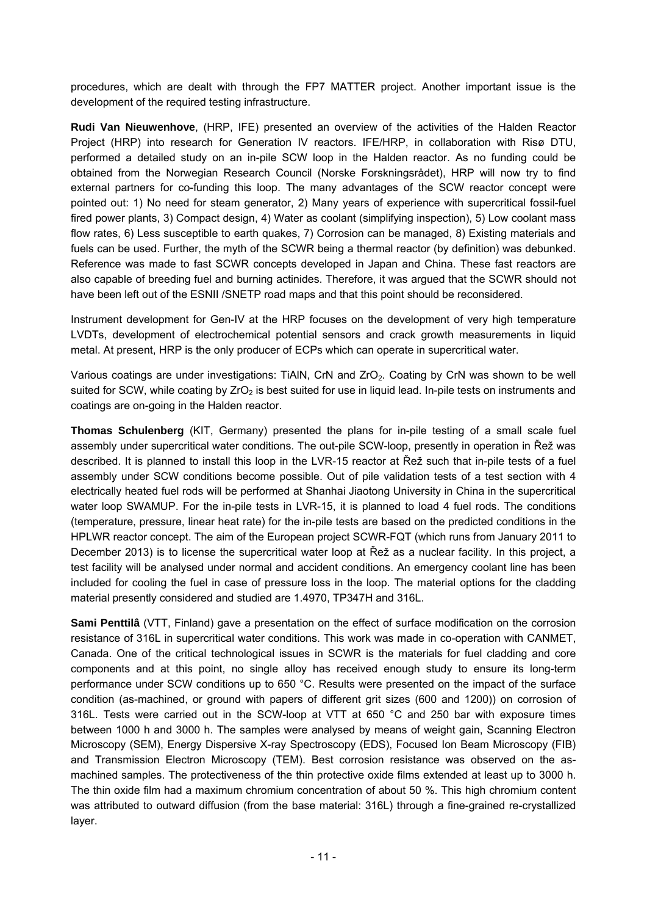procedures, which are dealt with through the FP7 MATTER project. Another important issue is the development of the required testing infrastructure.

**Rudi Van Nieuwenhove**, (HRP, IFE) presented an overview of the activities of the Halden Reactor Project (HRP) into research for Generation IV reactors. IFE/HRP, in collaboration with Risø DTU, performed a detailed study on an in-pile SCW loop in the Halden reactor. As no funding could be obtained from the Norwegian Research Council (Norske Forskningsrådet), HRP will now try to find external partners for co-funding this loop. The many advantages of the SCW reactor concept were pointed out: 1) No need for steam generator, 2) Many years of experience with supercritical fossil-fuel fired power plants, 3) Compact design, 4) Water as coolant (simplifying inspection), 5) Low coolant mass flow rates, 6) Less susceptible to earth quakes, 7) Corrosion can be managed, 8) Existing materials and fuels can be used. Further, the myth of the SCWR being a thermal reactor (by definition) was debunked. Reference was made to fast SCWR concepts developed in Japan and China. These fast reactors are also capable of breeding fuel and burning actinides. Therefore, it was argued that the SCWR should not have been left out of the ESNII /SNETP road maps and that this point should be reconsidered.

Instrument development for Gen-IV at the HRP focuses on the development of very high temperature LVDTs, development of electrochemical potential sensors and crack growth measurements in liquid metal. At present, HRP is the only producer of ECPs which can operate in supercritical water.

Various coatings are under investigations: TiAlN, CrN and $ZrO_2$. Coating by CrN was shown to be well suited for SCW, while coating by $ZrO_2$ is best suited for use in liquid lead. In-pile tests on instruments and coatings are on-going in the Halden reactor.

**Thomas Schulenberg** (KIT, Germany) presented the plans for in-pile testing of a small scale fuel assembly under supercritical water conditions. The out-pile SCW-loop, presently in operation in Řež was described. It is planned to install this loop in the LVR-15 reactor at Řež such that in-pile tests of a fuel assembly under SCW conditions become possible. Out of pile validation tests of a test section with 4 electrically heated fuel rods will be performed at Shanhai Jiaotong University in China in the supercritical water loop SWAMUP. For the in-pile tests in LVR-15, it is planned to load 4 fuel rods. The conditions (temperature, pressure, linear heat rate) for the in-pile tests are based on the predicted conditions in the HPLWR reactor concept. The aim of the European project SCWR-FQT (which runs from January 2011 to December 2013) is to license the supercritical water loop at Řež as a nuclear facility. In this project, a test facility will be analysed under normal and accident conditions. An emergency coolant line has been included for cooling the fuel in case of pressure loss in the loop. The material options for the cladding material presently considered and studied are 1.4970, TP347H and 316L.

**Sami Penttilâ** (VTT, Finland) gave a presentation on the effect of surface modification on the corrosion resistance of 316L in supercritical water conditions. This work was made in co-operation with CANMET, Canada. One of the critical technological issues in SCWR is the materials for fuel cladding and core components and at this point, no single alloy has received enough study to ensure its long-term performance under SCW conditions up to 650 °C. Results were presented on the impact of the surface condition (as-machined, or ground with papers of different grit sizes (600 and 1200)) on corrosion of 316L. Tests were carried out in the SCW-loop at VTT at 650 °C and 250 bar with exposure times between 1000 h and 3000 h. The samples were analysed by means of weight gain, Scanning Electron Microscopy (SEM), Energy Dispersive X-ray Spectroscopy (EDS), Focused Ion Beam Microscopy (FIB) and Transmission Electron Microscopy (TEM). Best corrosion resistance was observed on the as-machined samples. The protectiveness of the thin protective oxide films extended at least up to 3000 h. The thin oxide film had a maximum chromium concentration of about 50 %. This high chromium content was attributed to outward diffusion (from the base material: 316L) through a fine-grained re-crystallized layer.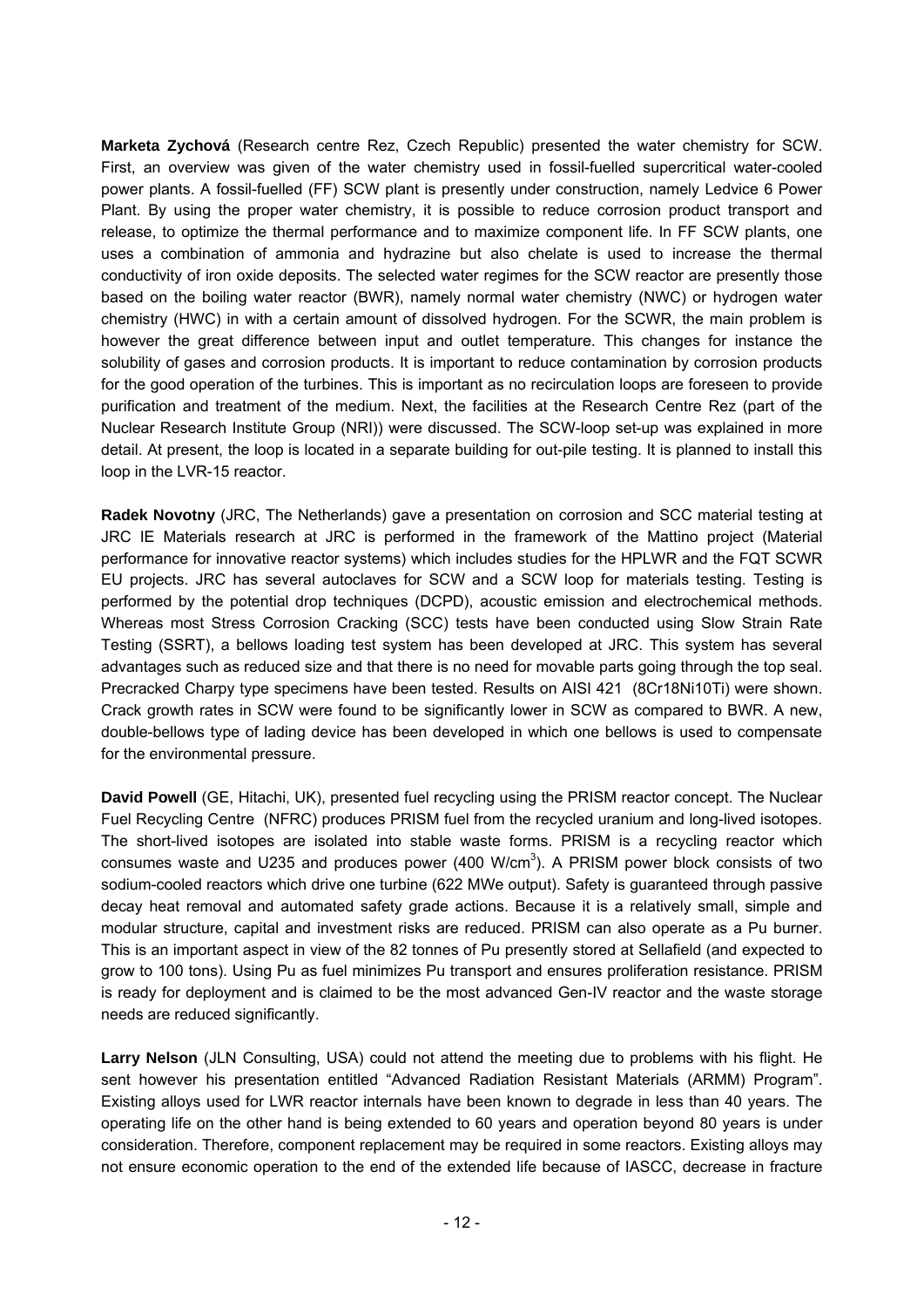**Marketa Zychová** (Research centre Rez, Czech Republic) presented the water chemistry for SCW. First, an overview was given of the water chemistry used in fossil-fuelled supercritical water-cooled power plants. A fossil-fuelled (FF) SCW plant is presently under construction, namely Ledvice 6 Power Plant. By using the proper water chemistry, it is possible to reduce corrosion product transport and release, to optimize the thermal performance and to maximize component life. In FF SCW plants, one uses a combination of ammonia and hydrazine but also chelate is used to increase the thermal conductivity of iron oxide deposits. The selected water regimes for the SCW reactor are presently those based on the boiling water reactor (BWR), namely normal water chemistry (NWC) or hydrogen water chemistry (HWC) in with a certain amount of dissolved hydrogen. For the SCWR, the main problem is however the great difference between input and outlet temperature. This changes for instance the solubility of gases and corrosion products. It is important to reduce contamination by corrosion products for the good operation of the turbines. This is important as no recirculation loops are foreseen to provide purification and treatment of the medium. Next, the facilities at the Research Centre Rez (part of the Nuclear Research Institute Group (NRI)) were discussed. The SCW-loop set-up was explained in more detail. At present, the loop is located in a separate building for out-pile testing. It is planned to install this loop in the LVR-15 reactor.

**Radek Novotny** (JRC, The Netherlands) gave a presentation on corrosion and SCC material testing at JRC IE Materials research at JRC is performed in the framework of the Mattino project (Material performance for innovative reactor systems) which includes studies for the HPLWR and the FQT SCWR EU projects. JRC has several autoclaves for SCW and a SCW loop for materials testing. Testing is performed by the potential drop techniques (DCPD), acoustic emission and electrochemical methods. Whereas most Stress Corrosion Cracking (SCC) tests have been conducted using Slow Strain Rate Testing (SSRT), a bellows loading test system has been developed at JRC. This system has several advantages such as reduced size and that there is no need for movable parts going through the top seal. Precracked Charpy type specimens have been tested. Results on AISI 421 (8Cr18Ni10Ti) were shown. Crack growth rates in SCW were found to be significantly lower in SCW as compared to BWR. A new, double-bellows type of lading device has been developed in which one bellows is used to compensate for the environmental pressure.

**David Powell** (GE, Hitachi, UK), presented fuel recycling using the PRISM reactor concept. The Nuclear Fuel Recycling Centre (NFRC) produces PRISM fuel from the recycled uranium and long-lived isotopes. The short-lived isotopes are isolated into stable waste forms. PRISM is a recycling reactor which consumes waste and U235 and produces power (400 W/cm$^3$). A PRISM power block consists of two sodium-cooled reactors which drive one turbine (622 MWe output). Safety is guaranteed through passive decay heat removal and automated safety grade actions. Because it is a relatively small, simple and modular structure, capital and investment risks are reduced. PRISM can also operate as a Pu burner. This is an important aspect in view of the 82 tonnes of Pu presently stored at Sellafield (and expected to grow to 100 tons). Using Pu as fuel minimizes Pu transport and ensures proliferation resistance. PRISM is ready for deployment and is claimed to be the most advanced Gen-IV reactor and the waste storage needs are reduced significantly.

**Larry Nelson** (JLN Consulting, USA) could not attend the meeting due to problems with his flight. He sent however his presentation entitled "Advanced Radiation Resistant Materials (ARMM) Program". Existing alloys used for LWR reactor internals have been known to degrade in less than 40 years. The operating life on the other hand is being extended to 60 years and operation beyond 80 years is under consideration. Therefore, component replacement may be required in some reactors. Existing alloys may not ensure economic operation to the end of the extended life because of IASCC, decrease in fracture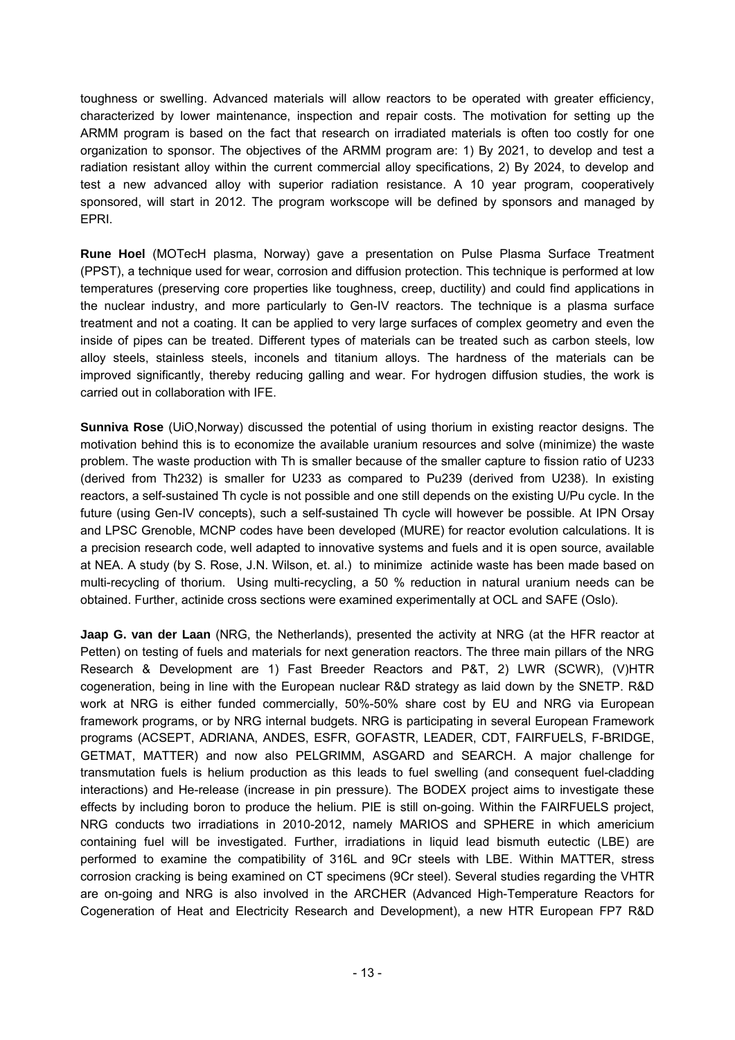toughness or swelling. Advanced materials will allow reactors to be operated with greater efficiency, characterized by lower maintenance, inspection and repair costs. The motivation for setting up the ARMM program is based on the fact that research on irradiated materials is often too costly for one organization to sponsor. The objectives of the ARMM program are: 1) By 2021, to develop and test a radiation resistant alloy within the current commercial alloy specifications, 2) By 2024, to develop and test a new advanced alloy with superior radiation resistance. A 10 year program, cooperatively sponsored, will start in 2012. The program workscope will be defined by sponsors and managed by EPRI.

**Rune Hoel** (MOTecH plasma, Norway) gave a presentation on Pulse Plasma Surface Treatment (PPST), a technique used for wear, corrosion and diffusion protection. This technique is performed at low temperatures (preserving core properties like toughness, creep, ductility) and could find applications in the nuclear industry, and more particularly to Gen-IV reactors. The technique is a plasma surface treatment and not a coating. It can be applied to very large surfaces of complex geometry and even the inside of pipes can be treated. Different types of materials can be treated such as carbon steels, low alloy steels, stainless steels, inconels and titanium alloys. The hardness of the materials can be improved significantly, thereby reducing galling and wear. For hydrogen diffusion studies, the work is carried out in collaboration with IFE.

**Sunniva Rose** (UiO,Norway) discussed the potential of using thorium in existing reactor designs. The motivation behind this is to economize the available uranium resources and solve (minimize) the waste problem. The waste production with Th is smaller because of the smaller capture to fission ratio of U233 (derived from Th232) is smaller for U233 as compared to Pu239 (derived from U238). In existing reactors, a self-sustained Th cycle is not possible and one still depends on the existing U/Pu cycle. In the future (using Gen-IV concepts), such a self-sustained Th cycle will however be possible. At IPN Orsay and LPSC Grenoble, MCNP codes have been developed (MURE) for reactor evolution calculations. It is a precision research code, well adapted to innovative systems and fuels and it is open source, available at NEA. A study (by S. Rose, J.N. Wilson, et. al.) to minimize actinide waste has been made based on multi-recycling of thorium. Using multi-recycling, a 50 % reduction in natural uranium needs can be obtained. Further, actinide cross sections were examined experimentally at OCL and SAFE (Oslo).

**Jaap G. van der Laan** (NRG, the Netherlands), presented the activity at NRG (at the HFR reactor at Petten) on testing of fuels and materials for next generation reactors. The three main pillars of the NRG Research & Development are 1) Fast Breeder Reactors and P&T, 2) LWR (SCWR), (V)HTR cogeneration, being in line with the European nuclear R&D strategy as laid down by the SNETP. R&D work at NRG is either funded commercially, 50%-50% share cost by EU and NRG via European framework programs, or by NRG internal budgets. NRG is participating in several European Framework programs (ACSEPT, ADRIANA, ANDES, ESFR, GOFASTR, LEADER, CDT, FAIRFUELS, F-BRIDGE, GETMAT, MATTER) and now also PELGRIMM, ASGARD and SEARCH. A major challenge for transmutation fuels is helium production as this leads to fuel swelling (and consequent fuel-cladding interactions) and He-release (increase in pin pressure). The BODEX project aims to investigate these effects by including boron to produce the helium. PIE is still on-going. Within the FAIRFUELS project, NRG conducts two irradiations in 2010-2012, namely MARIOS and SPHERE in which americium containing fuel will be investigated. Further, irradiations in liquid lead bismuth eutectic (LBE) are performed to examine the compatibility of 316L and 9Cr steels with LBE. Within MATTER, stress corrosion cracking is being examined on CT specimens (9Cr steel). Several studies regarding the VHTR are on-going and NRG is also involved in the ARCHER (Advanced High-Temperature Reactors for Cogeneration of Heat and Electricity Research and Development), a new HTR European FP7 R&D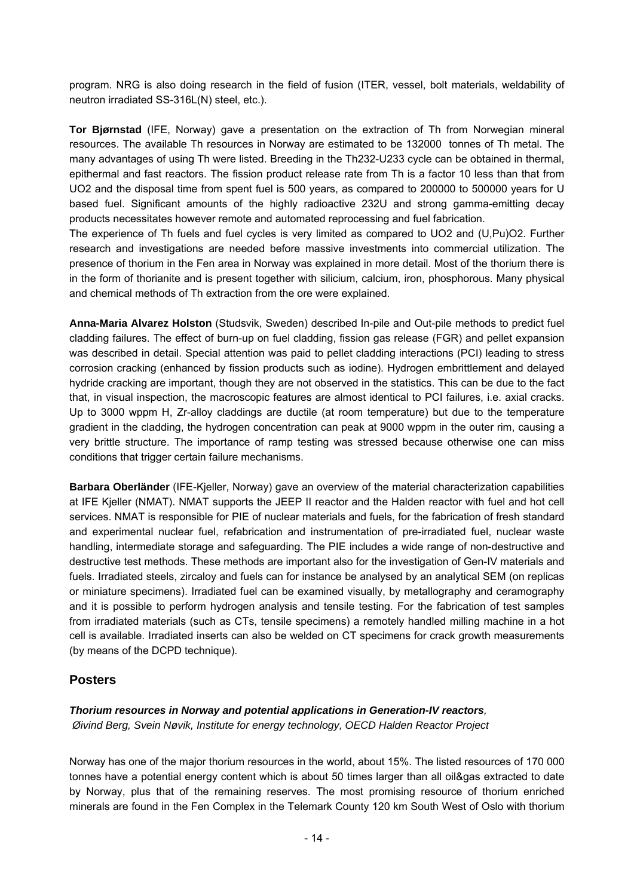program. NRG is also doing research in the field of fusion (ITER, vessel, bolt materials, weldability of neutron irradiated SS-316L(N) steel, etc.).

**Tor Bjørnstad** (IFE, Norway) gave a presentation on the extraction of Th from Norwegian mineral resources. The available Th resources in Norway are estimated to be 132000 tonnes of Th metal. The many advantages of using Th were listed. Breeding in the Th232-U233 cycle can be obtained in thermal, epithermal and fast reactors. The fission product release rate from Th is a factor 10 less than that from $UO_2$ and the disposal time from spent fuel is 500 years, as compared to 200000 to 500000 years for U based fuel. Significant amounts of the highly radioactive 232U and strong gamma-emitting decay products necessitates however remote and automated reprocessing and fuel fabrication.

The experience of Th fuels and fuel cycles is very limited as compared to $UO_2$ and $(U,Pu)O_2$. Further research and investigations are needed before massive investments into commercial utilization. The presence of thorium in the Fen area in Norway was explained in more detail. Most of the thorium there is in the form of thorianite and is present together with silicium, calcium, iron, phosphorous. Many physical and chemical methods of Th extraction from the ore were explained.

**Anna-Maria Alvarez Holston** (Studsvik, Sweden) described In-pile and Out-pile methods to predict fuel cladding failures. The effect of burn-up on fuel cladding, fission gas release (FGR) and pellet expansion was described in detail. Special attention was paid to pellet cladding interactions (PCI) leading to stress corrosion cracking (enhanced by fission products such as iodine). Hydrogen embrittlement and delayed hydride cracking are important, though they are not observed in the statistics. This can be due to the fact that, in visual inspection, the macroscopic features are almost identical to PCI failures, i.e. axial cracks. Up to 3000 wppm H, Zr-alloy claddings are ductile (at room temperature) but due to the temperature gradient in the cladding, the hydrogen concentration can peak at 9000 wppm in the outer rim, causing a very brittle structure. The importance of ramp testing was stressed because otherwise one can miss conditions that trigger certain failure mechanisms.

**Barbara Oberländer** (IFE-Kjeller, Norway) gave an overview of the material characterization capabilities at IFE Kjeller (NMAT). NMAT supports the JEEP II reactor and the Halden reactor with fuel and hot cell services. NMAT is responsible for PIE of nuclear materials and fuels, for the fabrication of fresh standard and experimental nuclear fuel, refabrication and instrumentation of pre-irradiated fuel, nuclear waste handling, intermediate storage and safeguarding. The PIE includes a wide range of non-destructive and destructive test methods. These methods are important also for the investigation of Gen-IV materials and fuels. Irradiated steels, zircaloy and fuels can for instance be analysed by an analytical SEM (on replicas or miniature specimens). Irradiated fuel can be examined visually, by metallography and ceramography and it is possible to perform hydrogen analysis and tensile testing. For the fabrication of test samples from irradiated materials (such as CTs, tensile specimens) a remotely handled milling machine in a hot cell is available. Irradiated inserts can also be welded on CT specimens for crack growth measurements (by means of the DCPD technique).

## Posters

***Thorium resources in Norway and potential applications in Generation-IV reactors,***
*Øivind Berg, Svein Nøvik, Institute for energy technology, OECD Halden Reactor Project*

Norway has one of the major thorium resources in the world, about 15%. The listed resources of 170 000 tonnes have a potential energy content which is about 50 times larger than all oil&gas extracted to date by Norway, plus that of the remaining reserves. The most promising resource of thorium enriched minerals are found in the Fen Complex in the Telemark County 120 km South West of Oslo with thorium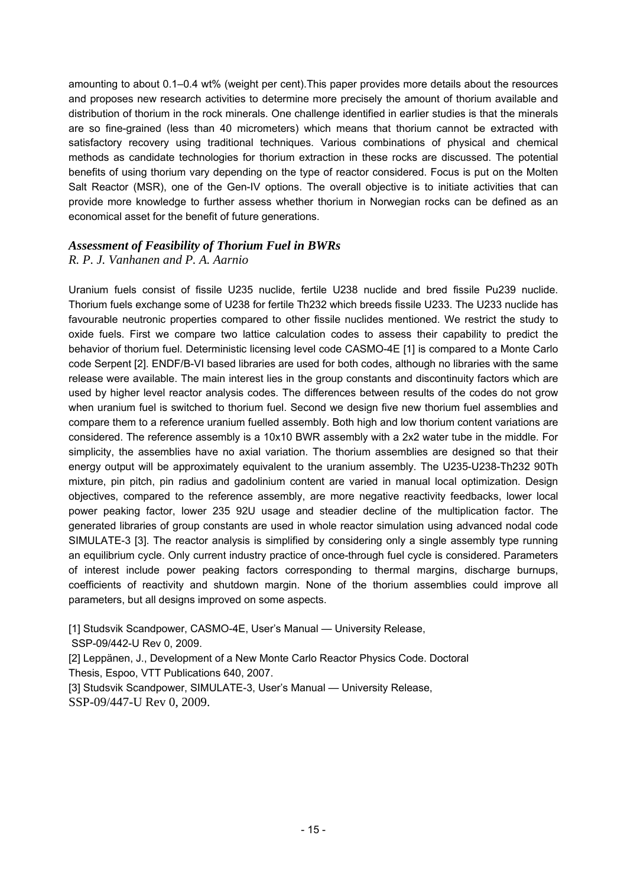amounting to about 0.1–0.4 wt% (weight per cent).This paper provides more details about the resources and proposes new research activities to determine more precisely the amount of thorium available and distribution of thorium in the rock minerals. One challenge identified in earlier studies is that the minerals are so fine-grained (less than 40 micrometers) which means that thorium cannot be extracted with satisfactory recovery using traditional techniques. Various combinations of physical and chemical methods as candidate technologies for thorium extraction in these rocks are discussed. The potential benefits of using thorium vary depending on the type of reactor considered. Focus is put on the Molten Salt Reactor (MSR), one of the Gen-IV options. The overall objective is to initiate activities that can provide more knowledge to further assess whether thorium in Norwegian rocks can be defined as an economical asset for the benefit of future generations.

### *Assessment of Feasibility of Thorium Fuel in BWRs*

*R. P. J. Vanhanen and P. A. Aarnio*

Uranium fuels consist of fissile U235 nuclide, fertile U238 nuclide and bred fissile Pu239 nuclide. Thorium fuels exchange some of U238 for fertile Th232 which breeds fissile U233. The U233 nuclide has favourable neutronic properties compared to other fissile nuclides mentioned. We restrict the study to oxide fuels. First we compare two lattice calculation codes to assess their capability to predict the behavior of thorium fuel. Deterministic licensing level code CASMO-4E [1] is compared to a Monte Carlo code Serpent [2]. ENDF/B-VI based libraries are used for both codes, although no libraries with the same release were available. The main interest lies in the group constants and discontinuity factors which are used by higher level reactor analysis codes. The differences between results of the codes do not grow when uranium fuel is switched to thorium fuel. Second we design five new thorium fuel assemblies and compare them to a reference uranium fuelled assembly. Both high and low thorium content variations are considered. The reference assembly is a 10x10 BWR assembly with a 2x2 water tube in the middle. For simplicity, the assemblies have no axial variation. The thorium assemblies are designed so that their energy output will be approximately equivalent to the uranium assembly. The U235-U238-Th232 90Th mixture, pin pitch, pin radius and gadolinium content are varied in manual local optimization. Design objectives, compared to the reference assembly, are more negative reactivity feedbacks, lower local power peaking factor, lower 235 92U usage and steadier decline of the multiplication factor. The generated libraries of group constants are used in whole reactor simulation using advanced nodal code SIMULATE-3 [3]. The reactor analysis is simplified by considering only a single assembly type running an equilibrium cycle. Only current industry practice of once-through fuel cycle is considered. Parameters of interest include power peaking factors corresponding to thermal margins, discharge burnups, coefficients of reactivity and shutdown margin. None of the thorium assemblies could improve all parameters, but all designs improved on some aspects.

[1] Studsvik Scandpower, CASMO-4E, User's Manual — University Release, SSP-09/442-U Rev 0, 2009.

[2] Leppänen, J., Development of a New Monte Carlo Reactor Physics Code. Doctoral Thesis, Espoo, VTT Publications 640, 2007.

[3] Studsvik Scandpower, SIMULATE-3, User's Manual — University Release, SSP-09/447-U Rev 0, 2009.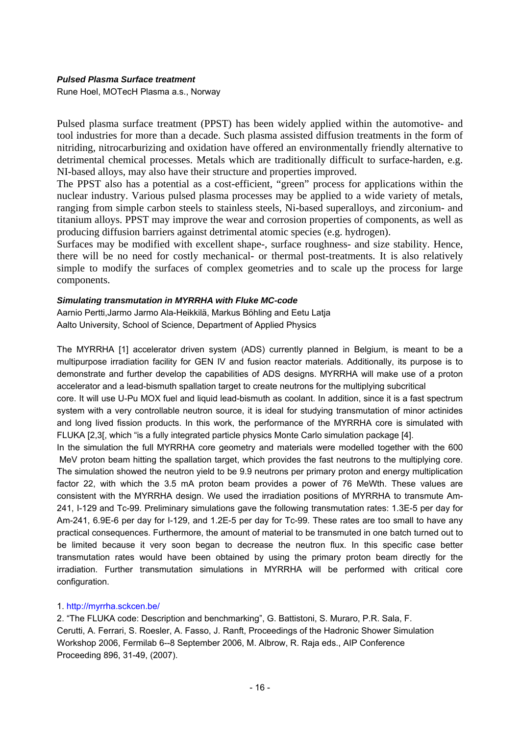***Pulsed Plasma Surface treatment***

Rune Hoel, MOTecH Plasma a.s., Norway

Pulsed plasma surface treatment (PPST) has been widely applied within the automotive- and tool industries for more than a decade. Such plasma assisted diffusion treatments in the form of nitriding, nitrocarburizing and oxidation have offered an environmentally friendly alternative to detrimental chemical processes. Metals which are traditionally difficult to surface-harden, e.g. NI-based alloys, may also have their structure and properties improved.

The PPST also has a potential as a cost-efficient, "green" process for applications within the nuclear industry. Various pulsed plasma processes may be applied to a wide variety of metals, ranging from simple carbon steels to stainless steels, Ni-based superalloys, and zirconium- and titanium alloys. PPST may improve the wear and corrosion properties of components, as well as producing diffusion barriers against detrimental atomic species (e.g. hydrogen).

Surfaces may be modified with excellent shape-, surface roughness- and size stability. Hence, there will be no need for costly mechanical- or thermal post-treatments. It is also relatively simple to modify the surfaces of complex geometries and to scale up the process for large components.

***Simulating transmutation in MYRRHA with Fluke MC-code***

Aarnio Pertti,Jarmo Jarmo Ala-Heikkilä, Markus Böhling and Eetu Latja

Aalto University, School of Science, Department of Applied Physics

The MYRRHA [1] accelerator driven system (ADS) currently planned in Belgium, is meant to be a multipurpose irradiation facility for GEN IV and fusion reactor materials. Additionally, its purpose is to demonstrate and further develop the capabilities of ADS designs. MYRRHA will make use of a proton accelerator and a lead-bismuth spallation target to create neutrons for the multiplying subcritical core. It will use U-Pu MOX fuel and liquid lead-bismuth as coolant. In addition, since it is a fast spectrum system with a very controllable neutron source, it is ideal for studying transmutation of minor actinides and long lived fission products. In this work, the performance of the MYRRHA core is simulated with FLUKA [2,3[, which "is a fully integrated particle physics Monte Carlo simulation package [4].

In the simulation the full MYRRHA core geometry and materials were modelled together with the 600 MeV proton beam hitting the spallation target, which provides the fast neutrons to the multiplying core. The simulation showed the neutron yield to be 9.9 neutrons per primary proton and energy multiplication factor 22, with which the 3.5 mA proton beam provides a power of 76 MeWth. These values are consistent with the MYRRHA design. We used the irradiation positions of MYRRHA to transmute Am-241, I-129 and Tc-99. Preliminary simulations gave the following transmutation rates: 1.3E-5 per day for Am-241, 6.9E-6 per day for I-129, and 1.2E-5 per day for Tc-99. These rates are too small to have any practical consequences. Furthermore, the amount of material to be transmuted in one batch turned out to be limited because it very soon began to decrease the neutron flux. In this specific case better transmutation rates would have been obtained by using the primary proton beam directly for the irradiation. Further transmutation simulations in MYRRHA will be performed with critical core configuration.

1. http://myrrha.sckcen.be/
2. "The FLUKA code: Description and benchmarking", G. Battistoni, S. Muraro, P.R. Sala, F. Cerutti, A. Ferrari, S. Roesler, A. Fasso, J. Ranft, Proceedings of the Hadronic Shower Simulation Workshop 2006, Fermilab 6--8 September 2006, M. Albrow, R. Raja eds., AIP Conference Proceeding 896, 31-49, (2007).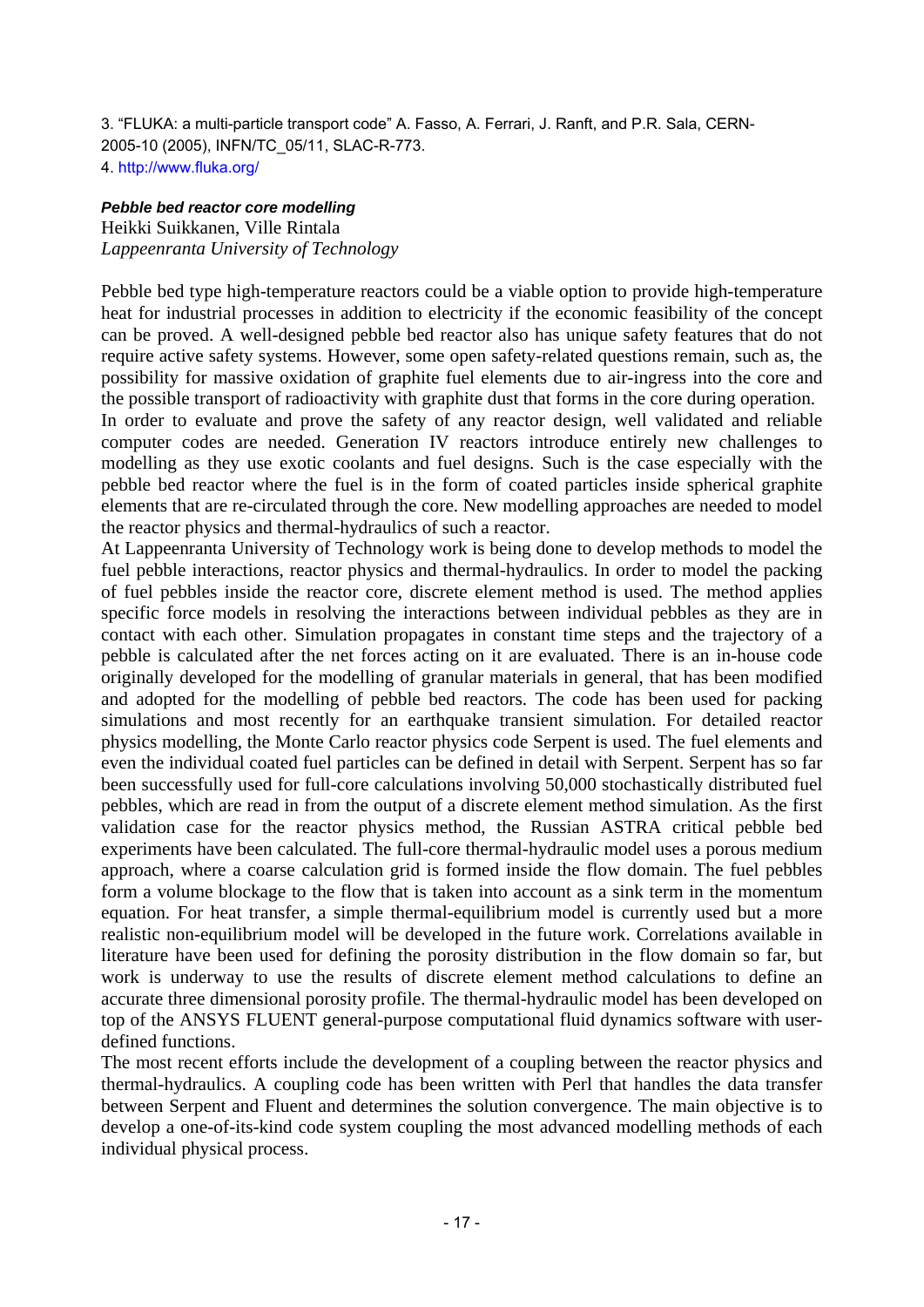3. “FLUKA: a multi-particle transport code” A. Fasso, A. Ferrari, J. Ranft, and P.R. Sala, CERN-2005-10 (2005), INFN/TC_05/11, SLAC-R-773.
4. http://www.fluka.org/

### *Pebble bed reactor core modelling*

Heikki Suikkanen, Ville Rintala
*Lappeenranta University of Technology*

Pebble bed type high-temperature reactors could be a viable option to provide high-temperature heat for industrial processes in addition to electricity if the economic feasibility of the concept can be proved. A well-designed pebble bed reactor also has unique safety features that do not require active safety systems. However, some open safety-related questions remain, such as, the possibility for massive oxidation of graphite fuel elements due to air-ingress into the core and the possible transport of radioactivity with graphite dust that forms in the core during operation.

In order to evaluate and prove the safety of any reactor design, well validated and reliable computer codes are needed. Generation IV reactors introduce entirely new challenges to modelling as they use exotic coolants and fuel designs. Such is the case especially with the pebble bed reactor where the fuel is in the form of coated particles inside spherical graphite elements that are re-circulated through the core. New modelling approaches are needed to model the reactor physics and thermal-hydraulics of such a reactor.

At Lappeenranta University of Technology work is being done to develop methods to model the fuel pebble interactions, reactor physics and thermal-hydraulics. In order to model the packing of fuel pebbles inside the reactor core, discrete element method is used. The method applies specific force models in resolving the interactions between individual pebbles as they are in contact with each other. Simulation propagates in constant time steps and the trajectory of a pebble is calculated after the net forces acting on it are evaluated. There is an in-house code originally developed for the modelling of granular materials in general, that has been modified and adopted for the modelling of pebble bed reactors. The code has been used for packing simulations and most recently for an earthquake transient simulation. For detailed reactor physics modelling, the Monte Carlo reactor physics code Serpent is used. The fuel elements and even the individual coated fuel particles can be defined in detail with Serpent. Serpent has so far been successfully used for full-core calculations involving 50,000 stochastically distributed fuel pebbles, which are read in from the output of a discrete element method simulation. As the first validation case for the reactor physics method, the Russian ASTRA critical pebble bed experiments have been calculated. The full-core thermal-hydraulic model uses a porous medium approach, where a coarse calculation grid is formed inside the flow domain. The fuel pebbles form a volume blockage to the flow that is taken into account as a sink term in the momentum equation. For heat transfer, a simple thermal-equilibrium model is currently used but a more realistic non-equilibrium model will be developed in the future work. Correlations available in literature have been used for defining the porosity distribution in the flow domain so far, but work is underway to use the results of discrete element method calculations to define an accurate three dimensional porosity profile. The thermal-hydraulic model has been developed on top of the ANSYS FLUENT general-purpose computational fluid dynamics software with user-defined functions.

The most recent efforts include the development of a coupling between the reactor physics and thermal-hydraulics. A coupling code has been written with Perl that handles the data transfer between Serpent and Fluent and determines the solution convergence. The main objective is to develop a one-of-its-kind code system coupling the most advanced modelling methods of each individual physical process.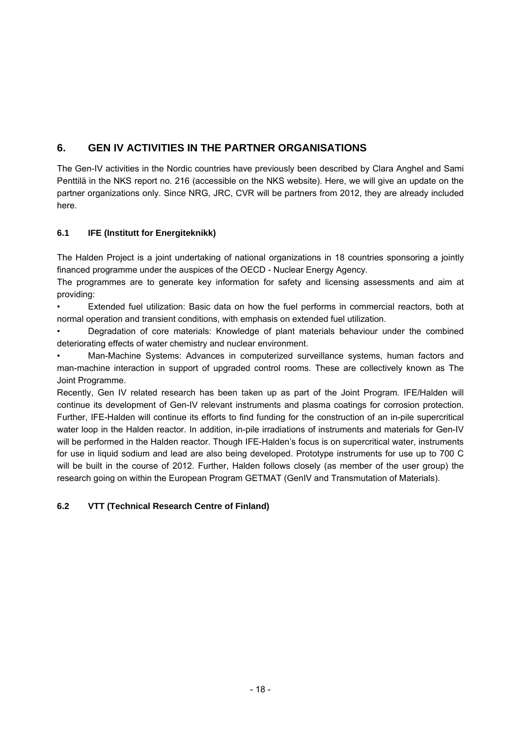## 6. GEN IV ACTIVITIES IN THE PARTNER ORGANISATIONS

The Gen-IV activities in the Nordic countries have previously been described by Clara Anghel and Sami Penttilä in the NKS report no. 216 (accessible on the NKS website). Here, we will give an update on the partner organizations only. Since NRG, JRC, CVR will be partners from 2012, they are already included here.

### 6.1 IFE (Institutt for Energiteknikk)

The Halden Project is a joint undertaking of national organizations in 18 countries sponsoring a jointly financed programme under the auspices of the OECD - Nuclear Energy Agency.

The programmes are to generate key information for safety and licensing assessments and aim at providing:

- Extended fuel utilization: Basic data on how the fuel performs in commercial reactors, both at normal operation and transient conditions, with emphasis on extended fuel utilization.
- Degradation of core materials: Knowledge of plant materials behaviour under the combined deteriorating effects of water chemistry and nuclear environment.
- Man-Machine Systems: Advances in computerized surveillance systems, human factors and man-machine interaction in support of upgraded control rooms. These are collectively known as The Joint Programme.

Recently, Gen IV related research has been taken up as part of the Joint Program. IFE/Halden will continue its development of Gen-IV relevant instruments and plasma coatings for corrosion protection. Further, IFE-Halden will continue its efforts to find funding for the construction of an in-pile supercritical water loop in the Halden reactor. In addition, in-pile irradiations of instruments and materials for Gen-IV will be performed in the Halden reactor. Though IFE-Halden's focus is on supercritical water, instruments for use in liquid sodium and lead are also being developed. Prototype instruments for use up to 700 C will be built in the course of 2012. Further, Halden follows closely (as member of the user group) the research going on within the European Program GETMAT (GenIV and Transmutation of Materials).

### 6.2 VTT (Technical Research Centre of Finland)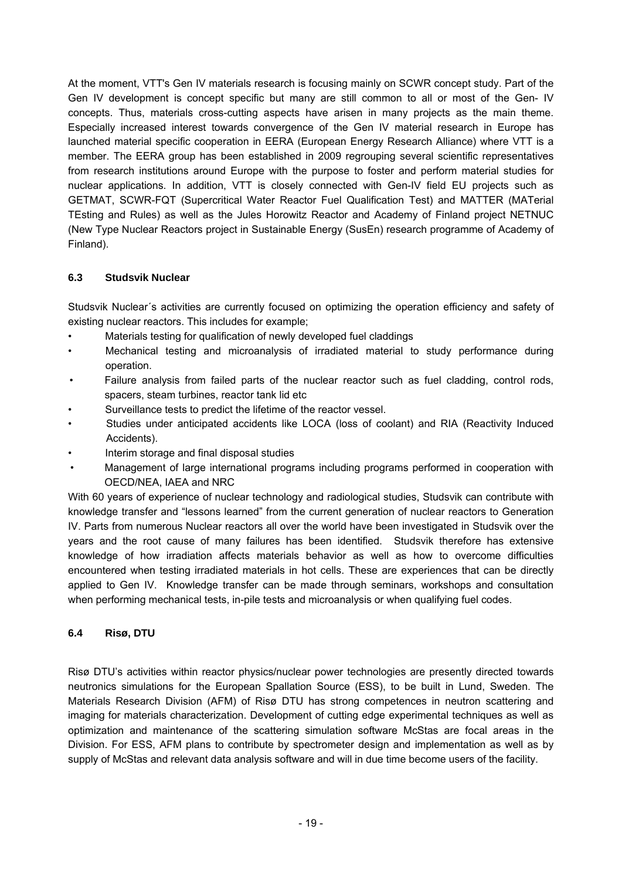At the moment, VTT's Gen IV materials research is focusing mainly on SCWR concept study. Part of the Gen IV development is concept specific but many are still common to all or most of the Gen- IV concepts. Thus, materials cross-cutting aspects have arisen in many projects as the main theme. Especially increased interest towards convergence of the Gen IV material research in Europe has launched material specific cooperation in EERA (European Energy Research Alliance) where VTT is a member. The EERA group has been established in 2009 regrouping several scientific representatives from research institutions around Europe with the purpose to foster and perform material studies for nuclear applications. In addition, VTT is closely connected with Gen-IV field EU projects such as GETMAT, SCWR-FQT (Supercritical Water Reactor Fuel Qualification Test) and MATTER (MATerial TEsting and Rules) as well as the Jules Horowitz Reactor and Academy of Finland project NETNUC (New Type Nuclear Reactors project in Sustainable Energy (SusEn) research programme of Academy of Finland).

### 6.3 Studsvik Nuclear

Studsvik Nuclear´s activities are currently focused on optimizing the operation efficiency and safety of existing nuclear reactors. This includes for example;

- Materials testing for qualification of newly developed fuel claddings
- Mechanical testing and microanalysis of irradiated material to study performance during operation.
- Failure analysis from failed parts of the nuclear reactor such as fuel cladding, control rods, spacers, steam turbines, reactor tank lid etc
- Surveillance tests to predict the lifetime of the reactor vessel.
- Studies under anticipated accidents like LOCA (loss of coolant) and RIA (Reactivity Induced Accidents).
- Interim storage and final disposal studies
- Management of large international programs including programs performed in cooperation with OECD/NEA, IAEA and NRC

With 60 years of experience of nuclear technology and radiological studies, Studsvik can contribute with knowledge transfer and "lessons learned" from the current generation of nuclear reactors to Generation IV. Parts from numerous Nuclear reactors all over the world have been investigated in Studsvik over the years and the root cause of many failures has been identified. Studsvik therefore has extensive knowledge of how irradiation affects materials behavior as well as how to overcome difficulties encountered when testing irradiated materials in hot cells. These are experiences that can be directly applied to Gen IV. Knowledge transfer can be made through seminars, workshops and consultation when performing mechanical tests, in-pile tests and microanalysis or when qualifying fuel codes.

### 6.4 Risø, DTU

Risø DTU's activities within reactor physics/nuclear power technologies are presently directed towards neutronics simulations for the European Spallation Source (ESS), to be built in Lund, Sweden. The Materials Research Division (AFM) of Risø DTU has strong competences in neutron scattering and imaging for materials characterization. Development of cutting edge experimental techniques as well as optimization and maintenance of the scattering simulation software McStas are focal areas in the Division. For ESS, AFM plans to contribute by spectrometer design and implementation as well as by supply of McStas and relevant data analysis software and will in due time become users of the facility.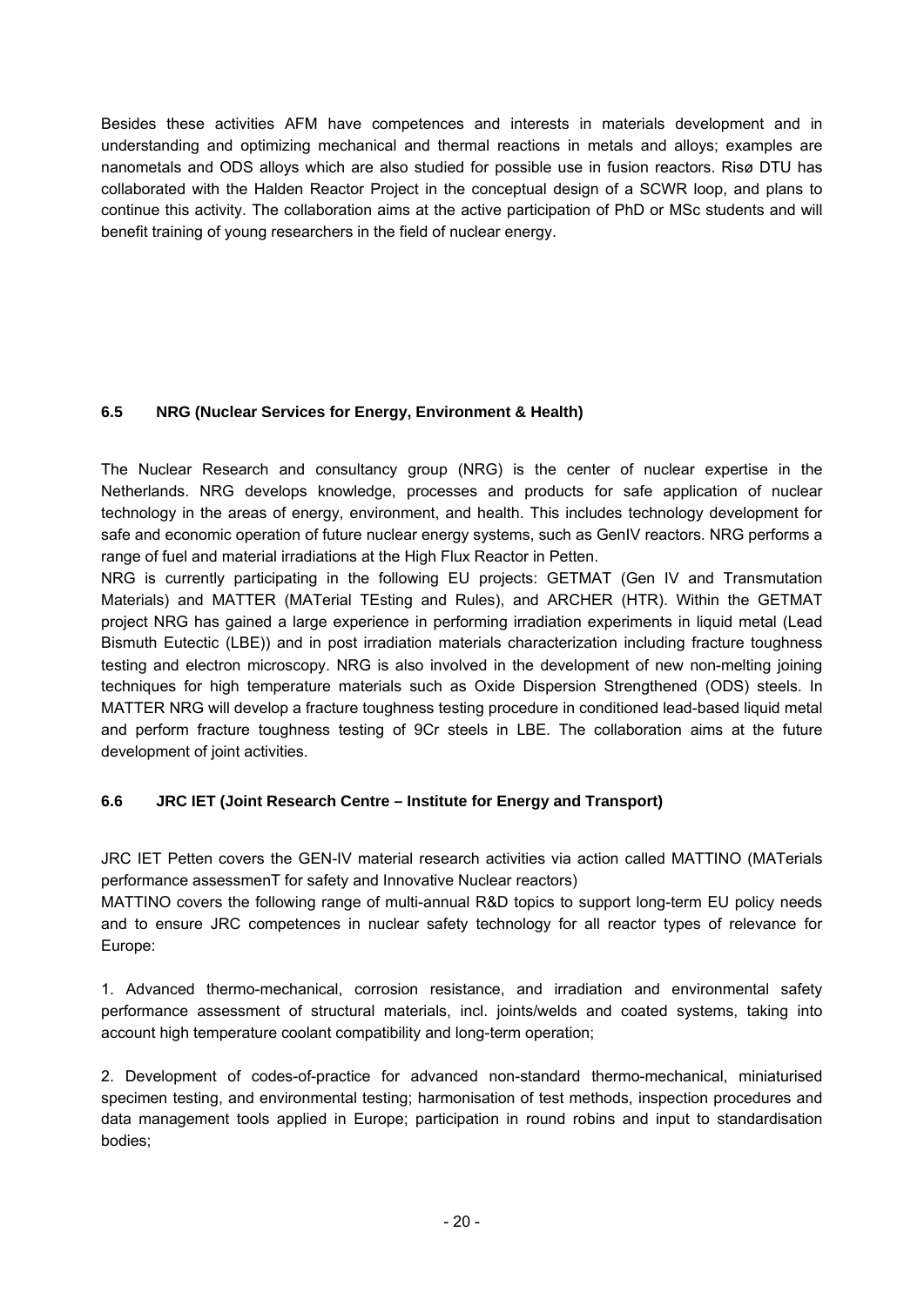Besides these activities AFM have competences and interests in materials development and in understanding and optimizing mechanical and thermal reactions in metals and alloys; examples are nanometals and ODS alloys which are also studied for possible use in fusion reactors. Risø DTU has collaborated with the Halden Reactor Project in the conceptual design of a SCWR loop, and plans to continue this activity. The collaboration aims at the active participation of PhD or MSc students and will benefit training of young researchers in the field of nuclear energy.

### 6.5 NRG (Nuclear Services for Energy, Environment & Health)

The Nuclear Research and consultancy group (NRG) is the center of nuclear expertise in the Netherlands. NRG develops knowledge, processes and products for safe application of nuclear technology in the areas of energy, environment, and health. This includes technology development for safe and economic operation of future nuclear energy systems, such as GenIV reactors. NRG performs a range of fuel and material irradiations at the High Flux Reactor in Petten.

NRG is currently participating in the following EU projects: GETMAT (Gen IV and Transmutation Materials) and MATTER (MATerial TEsting and Rules), and ARCHER (HTR). Within the GETMAT project NRG has gained a large experience in performing irradiation experiments in liquid metal (Lead Bismuth Eutectic (LBE)) and in post irradiation materials characterization including fracture toughness testing and electron microscopy. NRG is also involved in the development of new non-melting joining techniques for high temperature materials such as Oxide Dispersion Strengthened (ODS) steels. In MATTER NRG will develop a fracture toughness testing procedure in conditioned lead-based liquid metal and perform fracture toughness testing of 9Cr steels in LBE. The collaboration aims at the future development of joint activities.

### 6.6 JRC IET (Joint Research Centre – Institute for Energy and Transport)

JRC IET Petten covers the GEN-IV material research activities via action called MATTINO (MATerials performance assessmenT for safety and Innovative Nuclear reactors)

MATTINO covers the following range of multi-annual R&D topics to support long-term EU policy needs and to ensure JRC competences in nuclear safety technology for all reactor types of relevance for Europe:

1. Advanced thermo-mechanical, corrosion resistance, and irradiation and environmental safety performance assessment of structural materials, incl. joints/welds and coated systems, taking into account high temperature coolant compatibility and long-term operation;

2. Development of codes-of-practice for advanced non-standard thermo-mechanical, miniaturised specimen testing, and environmental testing; harmonisation of test methods, inspection procedures and data management tools applied in Europe; participation in round robins and input to standardisation bodies;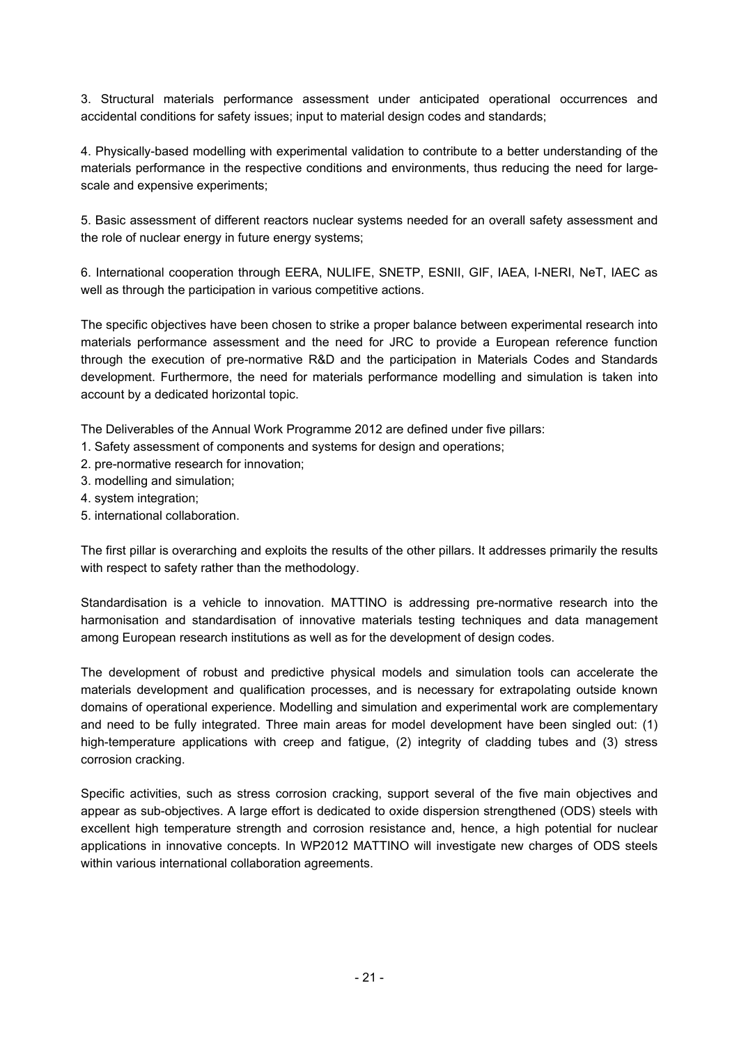3. Structural materials performance assessment under anticipated operational occurrences and accidental conditions for safety issues; input to material design codes and standards;

4. Physically-based modelling with experimental validation to contribute to a better understanding of the materials performance in the respective conditions and environments, thus reducing the need for large-scale and expensive experiments;

5. Basic assessment of different reactors nuclear systems needed for an overall safety assessment and the role of nuclear energy in future energy systems;

6. International cooperation through EERA, NULIFE, SNETP, ESNII, GIF, IAEA, I-NERI, NeT, IAEC as well as through the participation in various competitive actions.

The specific objectives have been chosen to strike a proper balance between experimental research into materials performance assessment and the need for JRC to provide a European reference function through the execution of pre-normative R&D and the participation in Materials Codes and Standards development. Furthermore, the need for materials performance modelling and simulation is taken into account by a dedicated horizontal topic.

The Deliverables of the Annual Work Programme 2012 are defined under five pillars:

1. Safety assessment of components and systems for design and operations;
2. pre-normative research for innovation;
3. modelling and simulation;
4. system integration;
5. international collaboration.

The first pillar is overarching and exploits the results of the other pillars. It addresses primarily the results with respect to safety rather than the methodology.

Standardisation is a vehicle to innovation. MATTINO is addressing pre-normative research into the harmonisation and standardisation of innovative materials testing techniques and data management among European research institutions as well as for the development of design codes.

The development of robust and predictive physical models and simulation tools can accelerate the materials development and qualification processes, and is necessary for extrapolating outside known domains of operational experience. Modelling and simulation and experimental work are complementary and need to be fully integrated. Three main areas for model development have been singled out: (1) high-temperature applications with creep and fatigue, (2) integrity of cladding tubes and (3) stress corrosion cracking.

Specific activities, such as stress corrosion cracking, support several of the five main objectives and appear as sub-objectives. A large effort is dedicated to oxide dispersion strengthened (ODS) steels with excellent high temperature strength and corrosion resistance and, hence, a high potential for nuclear applications in innovative concepts. In WP2012 MATTINO will investigate new charges of ODS steels within various international collaboration agreements.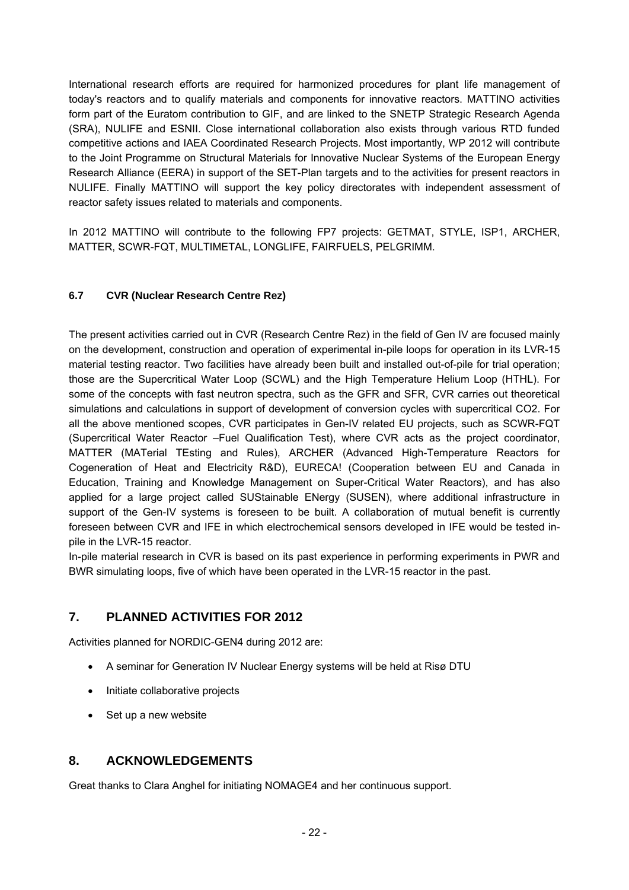International research efforts are required for harmonized procedures for plant life management of today's reactors and to qualify materials and components for innovative reactors. MATTINO activities form part of the Euratom contribution to GIF, and are linked to the SNETP Strategic Research Agenda (SRA), NULIFE and ESNII. Close international collaboration also exists through various RTD funded competitive actions and IAEA Coordinated Research Projects. Most importantly, WP 2012 will contribute to the Joint Programme on Structural Materials for Innovative Nuclear Systems of the European Energy Research Alliance (EERA) in support of the SET-Plan targets and to the activities for present reactors in NULIFE. Finally MATTINO will support the key policy directorates with independent assessment of reactor safety issues related to materials and components.

In 2012 MATTINO will contribute to the following FP7 projects: GETMAT, STYLE, ISP1, ARCHER, MATTER, SCWR-FQT, MULTIMETAL, LONGLIFE, FAIRFUELS, PELGRIMM.

### 6.7 CVR (Nuclear Research Centre Rez)

The present activities carried out in CVR (Research Centre Rez) in the field of Gen IV are focused mainly on the development, construction and operation of experimental in-pile loops for operation in its LVR-15 material testing reactor. Two facilities have already been built and installed out-of-pile for trial operation; those are the Supercritical Water Loop (SCWL) and the High Temperature Helium Loop (HTHL). For some of the concepts with fast neutron spectra, such as the GFR and SFR, CVR carries out theoretical simulations and calculations in support of development of conversion cycles with supercritical CO2. For all the above mentioned scopes, CVR participates in Gen-IV related EU projects, such as SCWR-FQT (Supercritical Water Reactor –Fuel Qualification Test), where CVR acts as the project coordinator, MATTER (MATerial TEsting and Rules), ARCHER (Advanced High-Temperature Reactors for Cogeneration of Heat and Electricity R&D), EURECA! (Cooperation between EU and Canada in Education, Training and Knowledge Management on Super-Critical Water Reactors), and has also applied for a large project called SUStainable ENergy (SUSEN), where additional infrastructure in support of the Gen-IV systems is foreseen to be built. A collaboration of mutual benefit is currently foreseen between CVR and IFE in which electrochemical sensors developed in IFE would be tested in-pile in the LVR-15 reactor.

In-pile material research in CVR is based on its past experience in performing experiments in PWR and BWR simulating loops, five of which have been operated in the LVR-15 reactor in the past.

## 7. PLANNED ACTIVITIES FOR 2012

Activities planned for NORDIC-GEN4 during 2012 are:

- A seminar for Generation IV Nuclear Energy systems will be held at Risø DTU
- Initiate collaborative projects
- Set up a new website

## 8. ACKNOWLEDGEMENTS

Great thanks to Clara Anghel for initiating NOMAGE4 and her continuous support.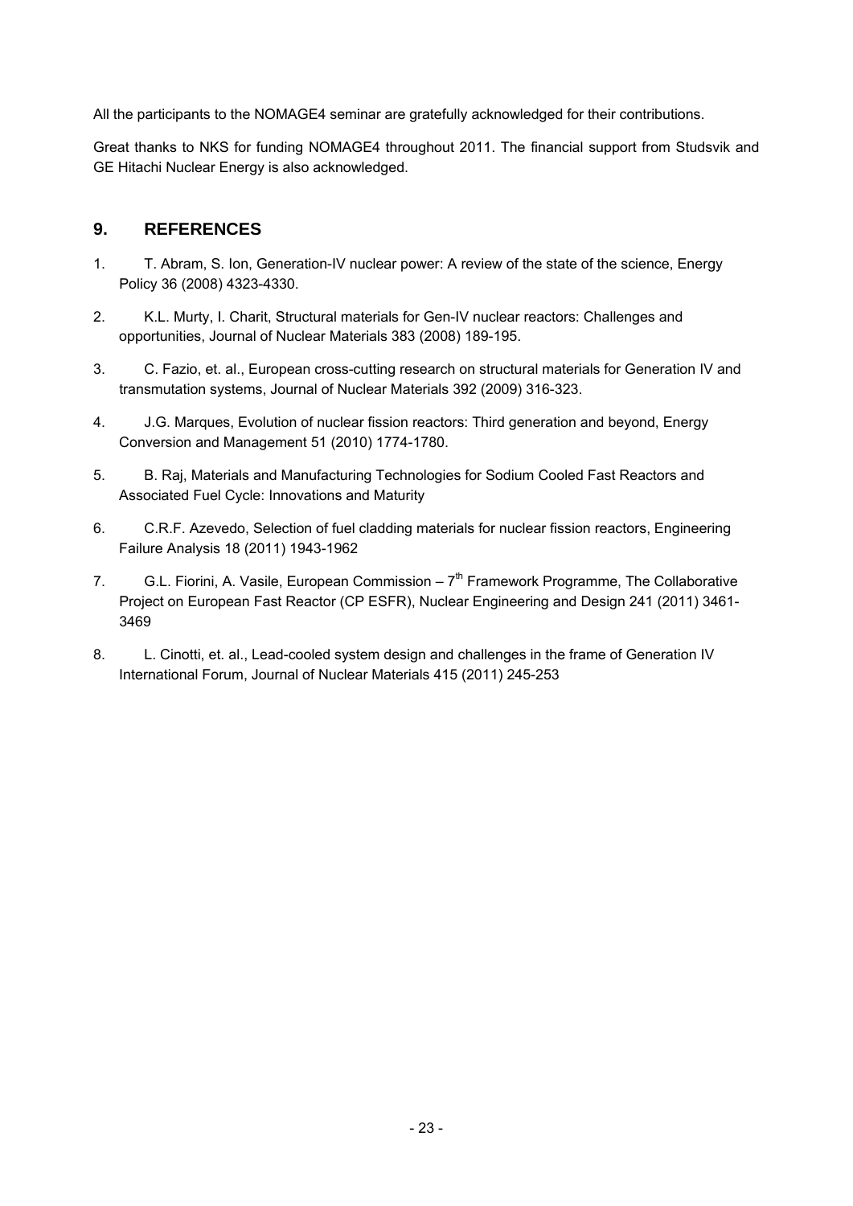All the participants to the NOMAGE4 seminar are gratefully acknowledged for their contributions.

Great thanks to NKS for funding NOMAGE4 throughout 2011. The financial support from Studsvik and GE Hitachi Nuclear Energy is also acknowledged.

## 9. REFERENCES

1. T. Abram, S. Ion, Generation-IV nuclear power: A review of the state of the science, Energy Policy 36 (2008) 4323-4330.
2. K.L. Murty, I. Charit, Structural materials for Gen-IV nuclear reactors: Challenges and opportunities, Journal of Nuclear Materials 383 (2008) 189-195.
3. C. Fazio, et. al., European cross-cutting research on structural materials for Generation IV and transmutation systems, Journal of Nuclear Materials 392 (2009) 316-323.
4. J.G. Marques, Evolution of nuclear fission reactors: Third generation and beyond, Energy Conversion and Management 51 (2010) 1774-1780.
5. B. Raj, Materials and Manufacturing Technologies for Sodium Cooled Fast Reactors and Associated Fuel Cycle: Innovations and Maturity
6. C.R.F. Azevedo, Selection of fuel cladding materials for nuclear fission reactors, Engineering Failure Analysis 18 (2011) 1943-1962
7. G.L. Fiorini, A. Vasile, European Commission – 7th Framework Programme, The Collaborative Project on European Fast Reactor (CP ESFR), Nuclear Engineering and Design 241 (2011) 3461-3469
8. L. Cinotti, et. al., Lead-cooled system design and challenges in the frame of Generation IV International Forum, Journal of Nuclear Materials 415 (2011) 245-253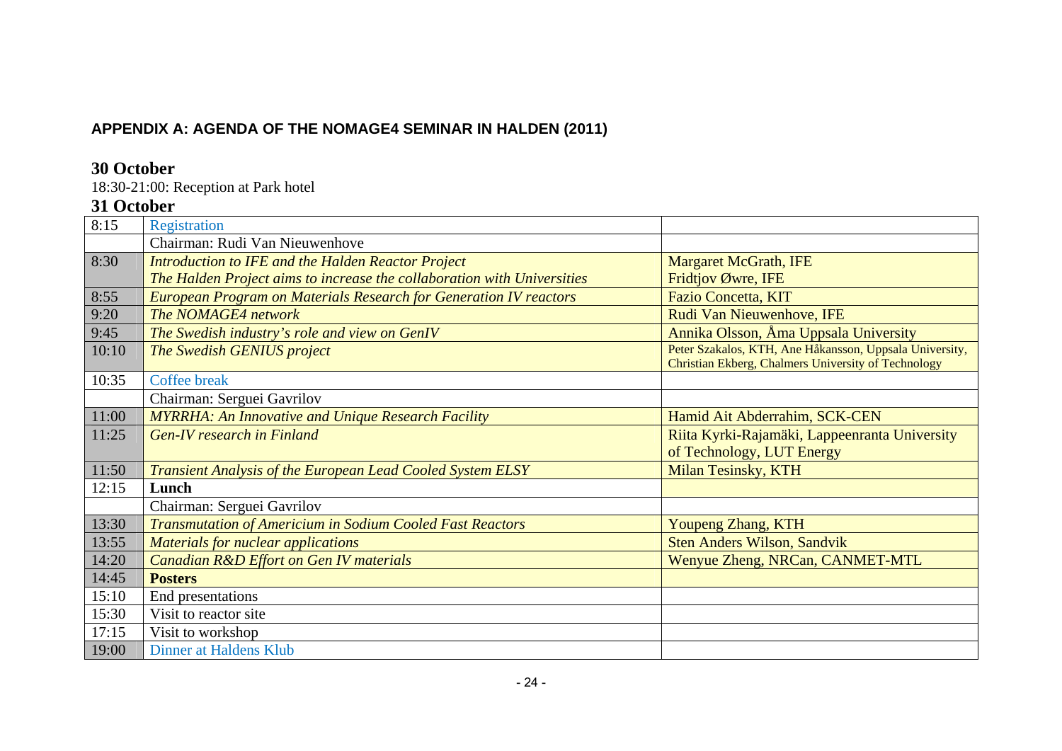### APPENDIX A: AGENDA OF THE NOMAGE4 SEMINAR IN HALDEN (2011)

**30 October**

18:30-21:00: Reception at Park hotel

**31 October**

| | | |
|---|---|---|
| 8:15 | Registration | |
| | Chairman: Rudi Van Nieuwenhove | |
| 8:30 | *Introduction to IFE and the Halden Reactor Project*<br>*The Halden Project aims to increase the collaboration with Universities* | Margaret McGrath, IFE<br>Fridtjov Øwre, IFE |
| 8:55 | *European Program on Materials Research for Generation IV reactors* | Fazio Concetta, KIT |
| 9:20 | *The NOMAGE4 network* | Rudi Van Nieuwenhove, IFE |
| 9:45 | *The Swedish industry's role and view on GenIV* | Annika Olsson, Åma Uppsala University |
| 10:10 | *The Swedish GENIUS project* | Peter Szakalos, KTH, Ane Håkansson, Uppsala University, Christian Ekberg, Chalmers University of Technology |
| 10:35 | Coffee break | |
| | Chairman: Serguei Gavrilov | |
| 11:00 | *MYRRHA: An Innovative and Unique Research Facility* | Hamid Ait Abderrahim, SCK-CEN |
| 11:25 | *Gen-IV research in Finland* | Riita Kyrki-Rajamäki, Lappeenranta University of Technology, LUT Energy |
| 11:50 | *Transient Analysis of the European Lead Cooled System ELSY* | Milan Tesinsky, KTH |
| 12:15 | **Lunch** | |
| | Chairman: Serguei Gavrilov | |
| 13:30 | *Transmutation of Americium in Sodium Cooled Fast Reactors* | Youpeng Zhang, KTH |
| 13:55 | *Materials for nuclear applications* | Sten Anders Wilson, Sandvik |
| 14:20 | *Canadian R&D Effort on Gen IV materials* | Wenyue Zheng, NRCan, CANMET-MTL |
| 14:45 | **Posters** | |
| 15:10 | End presentations | |
| 15:30 | Visit to reactor site | |
| 17:15 | Visit to workshop | |
| 19:00 | Dinner at Haldens Klub | |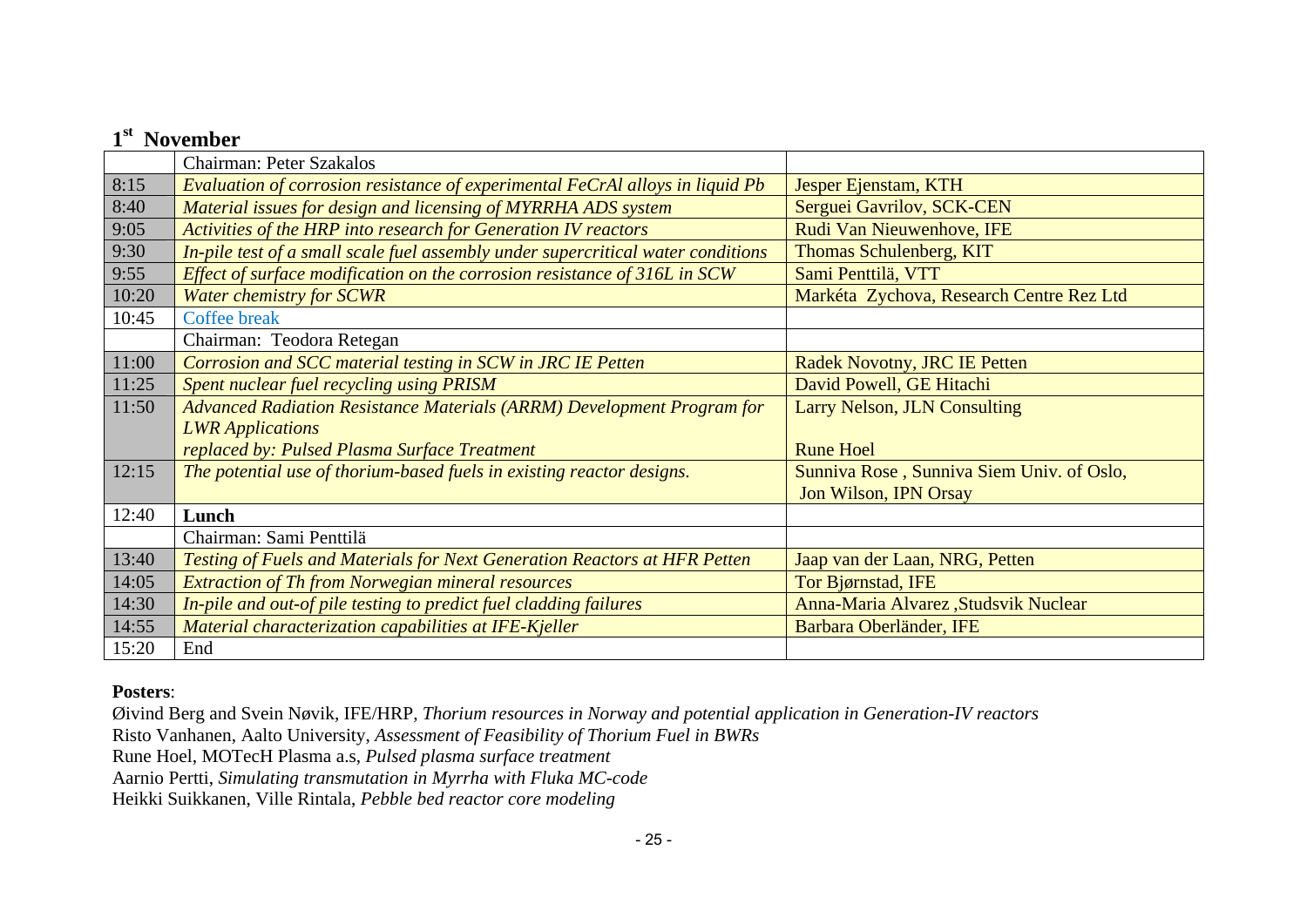## 1st November

| | Chairman: Peter Szakalos | |
|---|---|---|
| 8:15 | *Evaluation of corrosion resistance of experimental FeCrAl alloys in liquid Pb* | Jesper Ejenstam, KTH |
| 8:40 | *Material issues for design and licensing of MYRRHA ADS system* | Serguei Gavrilov, SCK-CEN |
| 9:05 | *Activities of the HRP into research for Generation IV reactors* | Rudi Van Nieuwenhove, IFE |
| 9:30 | *In-pile test of a small scale fuel assembly under supercritical water conditions* | Thomas Schulenberg, KIT |
| 9:55 | *Effect of surface modification on the corrosion resistance of 316L in SCW* | Sami Penttilä, VTT |
| 10:20 | *Water chemistry for SCWR* | Markéta Zychova, Research Centre Rez Ltd |
| 10:45 | Coffee break | |
| | Chairman: Teodora Retegan | |
| 11:00 | *Corrosion and SCC material testing in SCW in JRC IE Petten* | Radek Novotny, JRC IE Petten |
| 11:25 | *Spent nuclear fuel recycling using PRISM* | David Powell, GE Hitachi |
| 11:50 | *Advanced Radiation Resistance Materials (ARRM) Development Program for LWR Applications* <br> *replaced by: Pulsed Plasma Surface Treatment* | Larry Nelson, JLN Consulting <br> Rune Hoel |
| 12:15 | *The potential use of thorium-based fuels in existing reactor designs.* | Sunniva Rose , Sunniva Siem Univ. of Oslo, Jon Wilson, IPN Orsay |
| 12:40 | **Lunch** | |
| | Chairman: Sami Penttilä | |
| 13:40 | *Testing of Fuels and Materials for Next Generation Reactors at HFR Petten* | Jaap van der Laan, NRG, Petten |
| 14:05 | *Extraction of Th from Norwegian mineral resources* | Tor Bjørnstad, IFE |
| 14:30 | *In-pile and out-of pile testing to predict fuel cladding failures* | Anna-Maria Alvarez ,Studsvik Nuclear |
| 14:55 | *Material characterization capabilities at IFE-Kjeller* | Barbara Oberländer, IFE |
| 15:20 | End | |

**Posters**:

Øivind Berg and Svein Nøvik, IFE/HRP, *Thorium resources in Norway and potential application in Generation-IV reactors*
Risto Vanhanen, Aalto University, *Assessment of Feasibility of Thorium Fuel in BWRs*
Rune Hoel, MOTecH Plasma a.s, *Pulsed plasma surface treatment*
Aarnio Pertti, *Simulating transmutation in Myrrha with Fluka MC-code*
Heikki Suikkanen, Ville Rintala, *Pebble bed reactor core modeling*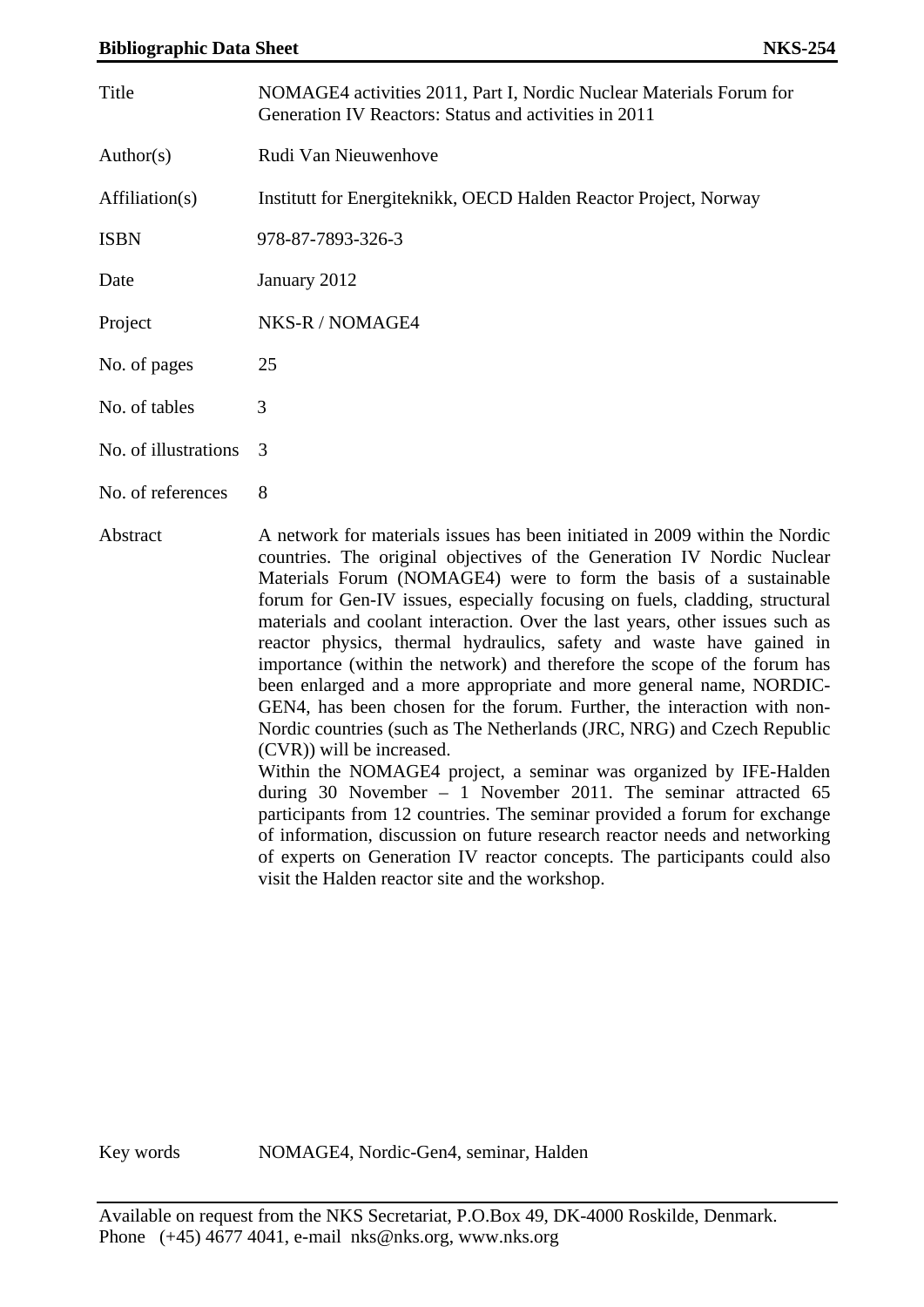**Bibliographic Data Sheet** **NKS-254**

| | |
|---|---|
| Title | NOMAGE4 activities 2011, Part I, Nordic Nuclear Materials Forum for Generation IV Reactors: Status and activities in 2011 |
| Author(s) | Rudi Van Nieuwenhove |
| Affiliation(s) | Institutt for Energiteknikk, OECD Halden Reactor Project, Norway |
| ISBN | 978-87-7893-326-3 |
| Date | January 2012 |
| Project | NKS-R / NOMAGE4 |
| No. of pages | 25 |
| No. of tables | 3 |
| No. of illustrations | 3 |
| No. of references | 8 |
| Abstract | A network for materials issues has been initiated in 2009 within the Nordic countries. The original objectives of the Generation IV Nordic Nuclear Materials Forum (NOMAGE4) were to form the basis of a sustainable forum for Gen-IV issues, especially focusing on fuels, cladding, structural materials and coolant interaction. Over the last years, other issues such as reactor physics, thermal hydraulics, safety and waste have gained in importance (within the network) and therefore the scope of the forum has been enlarged and a more appropriate and more general name, NORDIC-GEN4, has been chosen for the forum. Further, the interaction with non-Nordic countries (such as The Netherlands (JRC, NRG) and Czech Republic (CVR)) will be increased.<br>Within the NOMAGE4 project, a seminar was organized by IFE-Halden during 30 November – 1 November 2011. The seminar attracted 65 participants from 12 countries. The seminar provided a forum for exchange of information, discussion on future research reactor needs and networking of experts on Generation IV reactor concepts. The participants could also visit the Halden reactor site and the workshop. |
| Key words | NOMAGE4, Nordic-Gen4, seminar, Halden |

Available on request from the NKS Secretariat, P.O.Box 49, DK-4000 Roskilde, Denmark.
Phone (+45) 4677 4041, e-mail nks@nks.org, www.nks.org